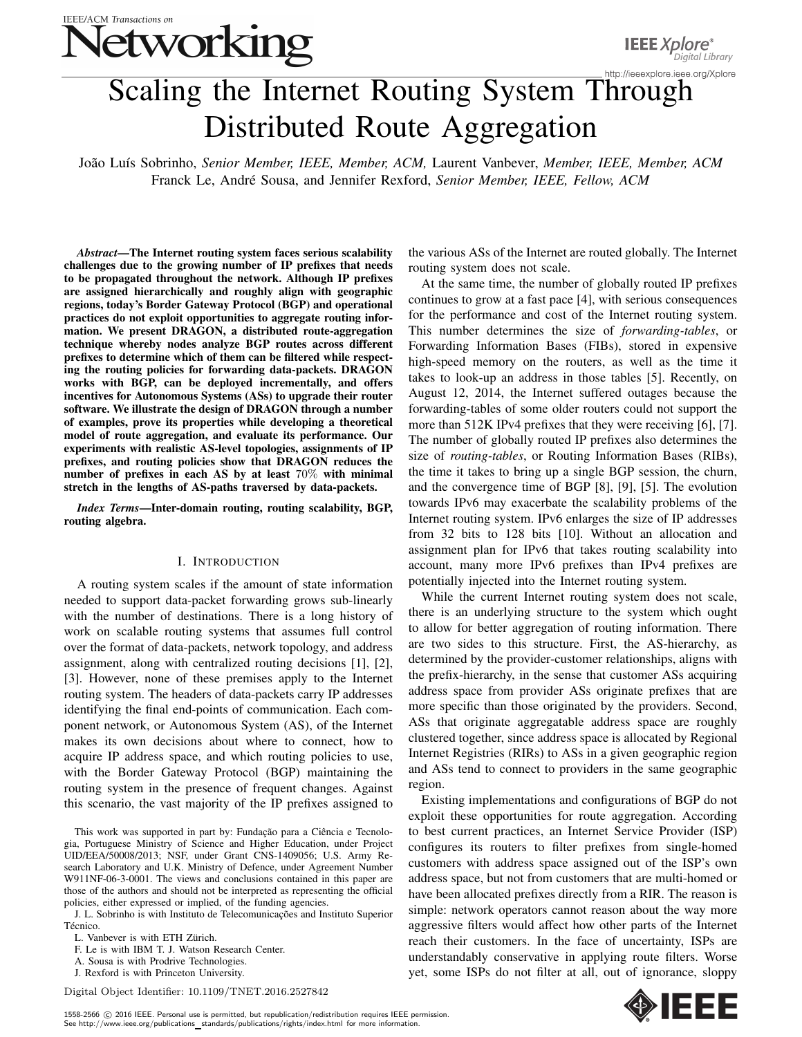# Scaling the Internet Routing System Through Distributed Route Aggregation

João Luís Sobrinho, *Senior Member, IEEE, Member, ACM,* Laurent Vanbever, *Member, IEEE, Member, ACM*
Franck Le, André Sousa, and Jennifer Rexford, *Senior Member, IEEE, Fellow, ACM*

***Abstract*—The Internet routing system faces serious scalability challenges due to the growing number of IP prefixes that needs to be propagated throughout the network. Although IP prefixes are assigned hierarchically and roughly align with geographic regions, today's Border Gateway Protocol (BGP) and operational practices do not exploit opportunities to aggregate routing information. We present DRAGON, a distributed route-aggregation technique whereby nodes analyze BGP routes across different prefixes to determine which of them can be filtered while respecting the routing policies for forwarding data-packets. DRAGON works with BGP, can be deployed incrementally, and offers incentives for Autonomous Systems (ASs) to upgrade their router software. We illustrate the design of DRAGON through a number of examples, prove its properties while developing a theoretical model of route aggregation, and evaluate its performance. Our experiments with realistic AS-level topologies, assignments of IP prefixes, and routing policies show that DRAGON reduces the number of prefixes in each AS by at least $70\%$ with minimal stretch in the lengths of AS-paths traversed by data-packets.**

***Index Terms*—Inter-domain routing, routing scalability, BGP, routing algebra.**

## I. Introduction

A routing system scales if the amount of state information needed to support data-packet forwarding grows sub-linearly with the number of destinations. There is a long history of work on scalable routing systems that assumes full control over the format of data-packets, network topology, and address assignment, along with centralized routing decisions [1], [2], [3]. However, none of these premises apply to the Internet routing system. The headers of data-packets carry IP addresses identifying the final end-points of communication. Each component network, or Autonomous System (AS), of the Internet makes its own decisions about where to connect, how to acquire IP address space, and which routing policies to use, with the Border Gateway Protocol (BGP) maintaining the routing system in the presence of frequent changes. Against this scenario, the vast majority of the IP prefixes assigned to the various ASs of the Internet are routed globally. The Internet routing system does not scale.

At the same time, the number of globally routed IP prefixes continues to grow at a fast pace [4], with serious consequences for the performance and cost of the Internet routing system. This number determines the size of *forwarding-tables*, or Forwarding Information Bases (FIBs), stored in expensive high-speed memory on the routers, as well as the time it takes to look-up an address in those tables [5]. Recently, on August 12, 2014, the Internet suffered outages because the forwarding-tables of some older routers could not support the more than 512K IPv4 prefixes that they were receiving [6], [7]. The number of globally routed IP prefixes also determines the size of *routing-tables*, or Routing Information Bases (RIBs), the time it takes to bring up a single BGP session, the churn, and the convergence time of BGP [8], [9], [5]. The evolution towards IPv6 may exacerbate the scalability problems of the Internet routing system. IPv6 enlarges the size of IP addresses from 32 bits to 128 bits [10]. Without an allocation and assignment plan for IPv6 that takes routing scalability into account, many more IPv6 prefixes than IPv4 prefixes are potentially injected into the Internet routing system.

While the current Internet routing system does not scale, there is an underlying structure to the system which ought to allow for better aggregation of routing information. There are two sides to this structure. First, the AS-hierarchy, as determined by the provider-customer relationships, aligns with the prefix-hierarchy, in the sense that customer ASs acquiring address space from provider ASs originate prefixes that are more specific than those originated by the providers. Second, ASs that originate aggregatable address space are roughly clustered together, since address space is allocated by Regional Internet Registries (RIRs) to ASs in a given geographic region and ASs tend to connect to providers in the same geographic region.

Existing implementations and configurations of BGP do not exploit these opportunities for route aggregation. According to best current practices, an Internet Service Provider (ISP) configures its routers to filter prefixes from single-homed customers with address space assigned out of the ISP's own address space, but not from customers that are multi-homed or have been allocated prefixes directly from a RIR. The reason is simple: network operators cannot reason about the way more aggressive filters would affect how other parts of the Internet reach their customers. In the face of uncertainty, ISPs are understandably conservative in applying route filters. Worse yet, some ISPs do not filter at all, out of ignorance, sloppy

---

This work was supported in part by: Fundação para a Ciência e Tecnologia, Portuguese Ministry of Science and Higher Education, under Project UID/EEA/50008/2013; NSF, under Grant CNS-1409056; U.S. Army Research Laboratory and U.K. Ministry of Defence, under Agreement Number W911NF-06-3-0001. The views and conclusions contained in this paper are those of the authors and should not be interpreted as representing the official policies, either expressed or implied, of the funding agencies.

J. L. Sobrinho is with Instituto de Telecomunicações and Instituto Superior Técnico.

L. Vanbever is with ETH Zürich.

F. Le is with IBM T. J. Watson Research Center.

A. Sousa is with Prodrive Technologies.

J. Rexford is with Princeton University.

Digital Object Identifier: 10.1109/TNET.2016.2527842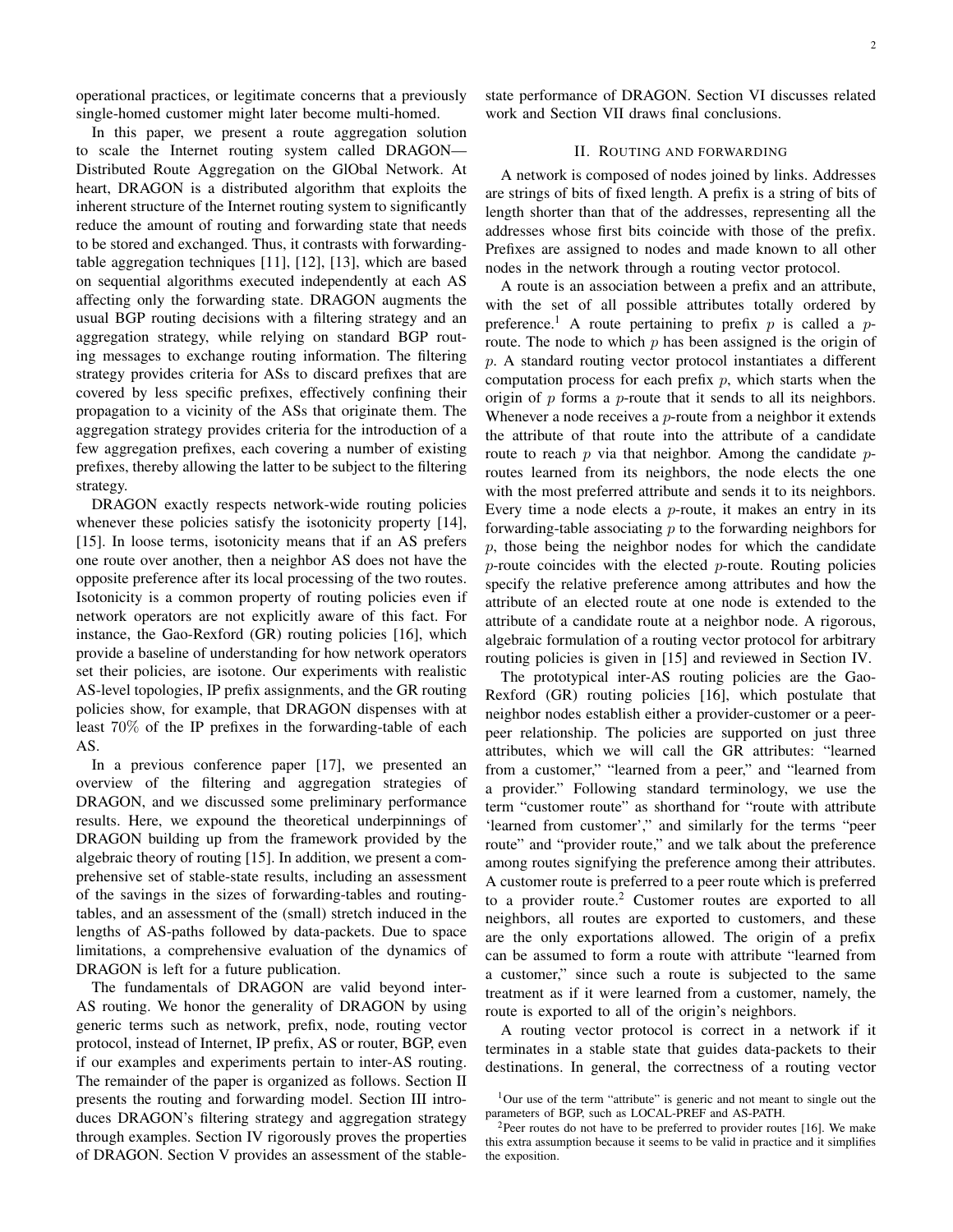operational practices, or legitimate concerns that a previously single-homed customer might later become multi-homed.

In this paper, we present a route aggregation solution to scale the Internet routing system called DRAGON—Distributed Route Aggregation on the GlObal Network. At heart, DRAGON is a distributed algorithm that exploits the inherent structure of the Internet routing system to significantly reduce the amount of routing and forwarding state that needs to be stored and exchanged. Thus, it contrasts with forwarding-table aggregation techniques [11], [12], [13], which are based on sequential algorithms executed independently at each AS affecting only the forwarding state. DRAGON augments the usual BGP routing decisions with a filtering strategy and an aggregation strategy, while relying on standard BGP routing messages to exchange routing information. The filtering strategy provides criteria for ASs to discard prefixes that are covered by less specific prefixes, effectively confining their propagation to a vicinity of the ASs that originate them. The aggregation strategy provides criteria for the introduction of a few aggregation prefixes, each covering a number of existing prefixes, thereby allowing the latter to be subject to the filtering strategy.

DRAGON exactly respects network-wide routing policies whenever these policies satisfy the isotonicity property [14], [15]. In loose terms, isotonicity means that if an AS prefers one route over another, then a neighbor AS does not have the opposite preference after its local processing of the two routes. Isotonicity is a common property of routing policies even if network operators are not explicitly aware of this fact. For instance, the Gao-Rexford (GR) routing policies [16], which provide a baseline of understanding for how network operators set their policies, are isotone. Our experiments with realistic AS-level topologies, IP prefix assignments, and the GR routing policies show, for example, that DRAGON dispenses with at least 70% of the IP prefixes in the forwarding-table of each AS.

In a previous conference paper [17], we presented an overview of the filtering and aggregation strategies of DRAGON, and we discussed some preliminary performance results. Here, we expound the theoretical underpinnings of DRAGON building up from the framework provided by the algebraic theory of routing [15]. In addition, we present a comprehensive set of stable-state results, including an assessment of the savings in the sizes of forwarding-tables and routing-tables, and an assessment of the (small) stretch induced in the lengths of AS-paths followed by data-packets. Due to space limitations, a comprehensive evaluation of the dynamics of DRAGON is left for a future publication.

The fundamentals of DRAGON are valid beyond inter-AS routing. We honor the generality of DRAGON by using generic terms such as network, prefix, node, routing vector protocol, instead of Internet, IP prefix, AS or router, BGP, even if our examples and experiments pertain to inter-AS routing. The remainder of the paper is organized as follows. Section II presents the routing and forwarding model. Section III introduces DRAGON's filtering strategy and aggregation strategy through examples. Section IV rigorously proves the properties of DRAGON. Section V provides an assessment of the stable-state performance of DRAGON. Section VI discusses related work and Section VII draws final conclusions.

## II. Routing and forwarding

A network is composed of nodes joined by links. Addresses are strings of bits of fixed length. A prefix is a string of bits of length shorter than that of the addresses, representing all the addresses whose first bits coincide with those of the prefix. Prefixes are assigned to nodes and made known to all other nodes in the network through a routing vector protocol.

A route is an association between a prefix and an attribute, with the set of all possible attributes totally ordered by preference.[1] A route pertaining to prefix $p$ is called a $p$-route. The node to which $p$ has been assigned is the origin of $p$. A standard routing vector protocol instantiates a different computation process for each prefix $p$, which starts when the origin of $p$ forms a $p$-route that it sends to all its neighbors. Whenever a node receives a $p$-route from a neighbor it extends the attribute of that route into the attribute of a candidate route to reach $p$ via that neighbor. Among the candidate $p$-routes learned from its neighbors, the node elects the one with the most preferred attribute and sends it to its neighbors. Every time a node elects a $p$-route, it makes an entry in its forwarding-table associating $p$ to the forwarding neighbors for $p$, those being the neighbor nodes for which the candidate $p$-route coincides with the elected $p$-route. Routing policies specify the relative preference among attributes and how the attribute of an elected route at one node is extended to the attribute of a candidate route at a neighbor node. A rigorous, algebraic formulation of a routing vector protocol for arbitrary routing policies is given in [15] and reviewed in Section IV.

The prototypical inter-AS routing policies are the Gao-Rexford (GR) routing policies [16], which postulate that neighbor nodes establish either a provider-customer or a peer-peer relationship. The policies are supported on just three attributes, which we will call the GR attributes: "learned from a customer," "learned from a peer," and "learned from a provider." Following standard terminology, we use the term "customer route" as shorthand for "route with attribute 'learned from customer'," and similarly for the terms "peer route" and "provider route," and we talk about the preference among routes signifying the preference among their attributes. A customer route is preferred to a peer route which is preferred to a provider route.[2] Customer routes are exported to all neighbors, all routes are exported to customers, and these are the only exportations allowed. The origin of a prefix can be assumed to form a route with attribute "learned from a customer," since such a route is subjected to the same treatment as if it were learned from a customer, namely, the route is exported to all of the origin's neighbors.

A routing vector protocol is correct in a network if it terminates in a stable state that guides data-packets to their destinations. In general, the correctness of a routing vector

[1] Our use of the term "attribute" is generic and not meant to single out the parameters of BGP, such as LOCAL-PREF and AS-PATH.

[2] Peer routes do not have to be preferred to provider routes [16]. We make this extra assumption because it seems to be valid in practice and it simplifies the exposition.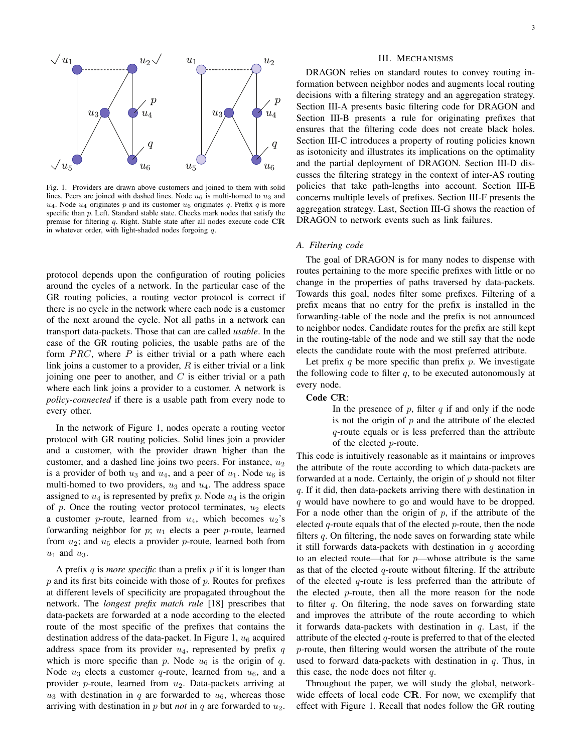Fig. 1. Providers are drawn above customers and joined to them with solid lines. Peers are joined with dashed lines. Node $u_6$ is multi-homed to $u_3$ and $u_4$. Node $u_4$ originates $p$ and its customer $u_6$ originates $q$. Prefix $q$ is more specific than $p$. Left. Standard stable state. Checks mark nodes that satisfy the premise for filtering $q$. Right. Stable state after all nodes execute code **CR** in whatever order, with light-shaded nodes forgoing $q$.

protocol depends upon the configuration of routing policies around the cycles of a network. In the particular case of the GR routing policies, a routing vector protocol is correct if there is no cycle in the network where each node is a customer of the next around the cycle. Not all paths in a network can transport data-packets. Those that can are called *usable*. In the case of the GR routing policies, the usable paths are of the form $PRC$, where $P$ is either trivial or a path where each link joins a customer to a provider, $R$ is either trivial or a link joining one peer to another, and $C$ is either trivial or a path where each link joins a provider to a customer. A network is *policy-connected* if there is a usable path from every node to every other.

In the network of Figure 1, nodes operate a routing vector protocol with GR routing policies. Solid lines join a provider and a customer, with the provider drawn higher than the customer, and a dashed line joins two peers. For instance, $u_2$ is a provider of both $u_3$ and $u_4$, and a peer of $u_1$. Node $u_6$ is multi-homed to two providers, $u_3$ and $u_4$. The address space assigned to $u_4$ is represented by prefix $p$. Node $u_4$ is the origin of $p$. Once the routing vector protocol terminates, $u_2$ elects a customer $p$-route, learned from $u_4$, which becomes $u_2$'s forwarding neighbor for $p$; $u_1$ elects a peer $p$-route, learned from $u_2$; and $u_5$ elects a provider $p$-route, learned both from $u_1$ and $u_3$.

A prefix $q$ is *more specific* than a prefix $p$ if it is longer than $p$ and its first bits coincide with those of $p$. Routes for prefixes at different levels of specificity are propagated throughout the network. The *longest prefix match rule* [18] prescribes that data-packets are forwarded at a node according to the elected route of the most specific of the prefixes that contains the destination address of the data-packet. In Figure 1, $u_6$ acquired address space from its provider $u_4$, represented by prefix $q$ which is more specific than $p$. Node $u_6$ is the origin of $q$. Node $u_3$ elects a customer $q$-route, learned from $u_6$, and a provider $p$-route, learned from $u_2$. Data-packets arriving at $u_3$ with destination in $q$ are forwarded to $u_6$, whereas those arriving with destination in $p$ but *not* in $q$ are forwarded to $u_2$.

## III. Mechanisms

DRAGON relies on standard routes to convey routing information between neighbor nodes and augments local routing decisions with a filtering strategy and an aggregation strategy. Section III-A presents basic filtering code for DRAGON and Section III-B presents a rule for originating prefixes that ensures that the filtering code does not create black holes. Section III-C introduces a property of routing policies known as isotonicity and illustrates its implications on the optimality and the partial deployment of DRAGON. Section III-D discusses the filtering strategy in the context of inter-AS routing policies that take path-lengths into account. Section III-E concerns multiple levels of prefixes. Section III-F presents the aggregation strategy. Last, Section III-G shows the reaction of DRAGON to network events such as link failures.

### A. Filtering code

The goal of DRAGON is for many nodes to dispense with routes pertaining to the more specific prefixes with little or no change in the properties of paths traversed by data-packets. Towards this goal, nodes filter some prefixes. Filtering of a prefix means that no entry for the prefix is installed in the forwarding-table of the node and the prefix is not announced to neighbor nodes. Candidate routes for the prefix are still kept in the routing-table of the node and we still say that the node elects the candidate route with the most preferred attribute.

Let prefix $q$ be more specific than prefix $p$. We investigate the following code to filter $q$, to be executed autonomously at every node.

**Code CR**:

> In the presence of $p$, filter $q$ if and only if the node is not the origin of $p$ and the attribute of the elected $q$-route equals or is less preferred than the attribute of the elected $p$-route.

This code is intuitively reasonable as it maintains or improves the attribute of the route according to which data-packets are forwarded at a node. Certainly, the origin of $p$ should not filter $q$. If it did, then data-packets arriving there with destination in $q$ would have nowhere to go and would have to be dropped. For a node other than the origin of $p$, if the attribute of the elected $q$-route equals that of the elected $p$-route, then the node filters $q$. On filtering, the node saves on forwarding state while it still forwards data-packets with destination in $q$ according to an elected route—that for $p$—whose attribute is the same as that of the elected $q$-route without filtering. If the attribute of the elected $q$-route is less preferred than the attribute of the elected $p$-route, then all the more reason for the node to filter $q$. On filtering, the node saves on forwarding state and improves the attribute of the route according to which it forwards data-packets with destination in $q$. Last, if the attribute of the elected $q$-route is preferred to that of the elected $p$-route, then filtering would worsen the attribute of the route used to forward data-packets with destination in $q$. Thus, in this case, the node does not filter $q$.

Throughout the paper, we will study the global, network-wide effects of local code **CR**. For now, we exemplify that effect with Figure 1. Recall that nodes follow the GR routing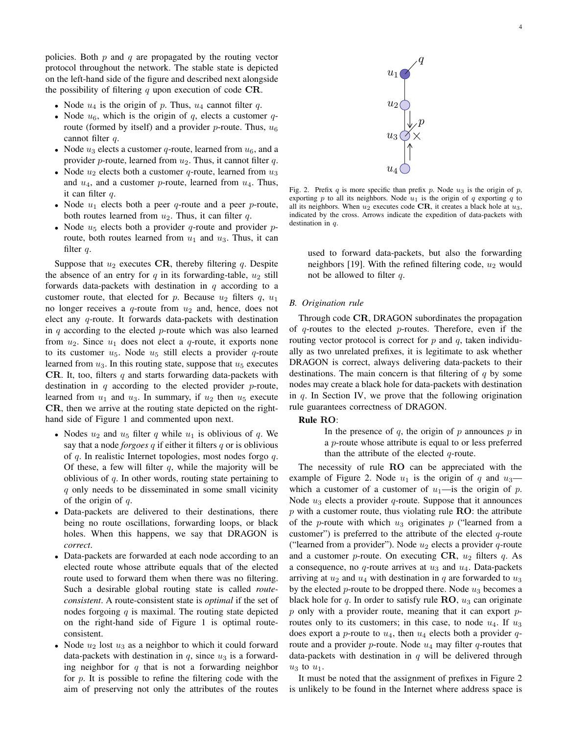policies. Both $p$ and $q$ are propagated by the routing vector protocol throughout the network. The stable state is depicted on the left-hand side of the figure and described next alongside the possibility of filtering $q$ upon execution of code **CR**.

- Node $u_4$ is the origin of $p$. Thus, $u_4$ cannot filter $q$.
- Node $u_6$, which is the origin of $q$, elects a customer $q$-route (formed by itself) and a provider $p$-route. Thus, $u_6$ cannot filter $q$.
- Node $u_3$ elects a customer $q$-route, learned from $u_6$, and a provider $p$-route, learned from $u_2$. Thus, it cannot filter $q$.
- Node $u_2$ elects both a customer $q$-route, learned from $u_3$ and $u_4$, and a customer $p$-route, learned from $u_4$. Thus, it can filter $q$.
- Node $u_1$ elects both a peer $q$-route and a peer $p$-route, both routes learned from $u_2$. Thus, it can filter $q$.
- Node $u_5$ elects both a provider $q$-route and provider $p$-route, both routes learned from $u_1$ and $u_3$. Thus, it can filter $q$.

Suppose that $u_2$ executes **CR**, thereby filtering $q$. Despite the absence of an entry for $q$ in its forwarding-table, $u_2$ still forwards data-packets with destination in $q$ according to a customer route, that elected for $p$. Because $u_2$ filters $q$, $u_1$ no longer receives a $q$-route from $u_2$ and, hence, does not elect any $q$-route. It forwards data-packets with destination in $q$ according to the elected $p$-route which was also learned from $u_2$. Since $u_1$ does not elect a $q$-route, it exports none to its customer $u_5$. Node $u_5$ still elects a provider $q$-route learned from $u_3$. In this routing state, suppose that $u_5$ executes **CR**. It, too, filters $q$ and starts forwarding data-packets with destination in $q$ according to the elected provider $p$-route, learned from $u_1$ and $u_3$. In summary, if $u_2$ then $u_5$ execute **CR**, then we arrive at the routing state depicted on the right-hand side of Figure 1 and commented upon next.

- Nodes $u_2$ and $u_5$ filter $q$ while $u_1$ is oblivious of $q$. We say that a node *forgoes* $q$ if it either it filters $q$ or is oblivious of $q$. In realistic Internet topologies, most nodes forgo $q$. Of these, a few will filter $q$, while the majority will be oblivious of $q$. In other words, routing state pertaining to $q$ only needs to be disseminated in some small vicinity of the origin of $q$.
- Data-packets are delivered to their destinations, there being no route oscillations, forwarding loops, or black holes. When this happens, we say that DRAGON is *correct*.
- Data-packets are forwarded at each node according to an elected route whose attribute equals that of the elected route used to forward them when there was no filtering. Such a desirable global routing state is called *route-consistent*. A route-consistent state is *optimal* if the set of nodes forgoing $q$ is maximal. The routing state depicted on the right-hand side of Figure 1 is optimal route-consistent.
- Node $u_2$ lost $u_3$ as a neighbor to which it could forward data-packets with destination in $q$, since $u_3$ is a forwarding neighbor for $q$ that is not a forwarding neighbor for $p$. It is possible to refine the filtering code with the aim of preserving not only the attributes of the routes used to forward data-packets, but also the forwarding neighbors [19]. With the refined filtering code, $u_2$ would not be allowed to filter $q$.

Fig. 2. Prefix $q$ is more specific than prefix $p$. Node $u_3$ is the origin of $p$, exporting $p$ to all its neighbors. Node $u_1$ is the origin of $q$ exporting $q$ to all its neighbors. When $u_2$ executes code **CR**, it creates a black hole at $u_3$, indicated by the cross. Arrows indicate the expedition of data-packets with destination in $q$.

### B. Origination rule

Through code **CR**, DRAGON subordinates the propagation of $q$-routes to the elected $p$-routes. Therefore, even if the routing vector protocol is correct for $p$ and $q$, taken individually as two unrelated prefixes, it is legitimate to ask whether DRAGON is correct, always delivering data-packets to their destinations. The main concern is that filtering of $q$ by some nodes may create a black hole for data-packets with destination in $q$. In Section IV, we prove that the following origination rule guarantees correctness of DRAGON.

**Rule RO**:

> In the presence of $q$, the origin of $p$ announces $p$ in a $p$-route whose attribute is equal to or less preferred than the attribute of the elected $q$-route.

The necessity of rule **RO** can be appreciated with the example of Figure 2. Node $u_1$ is the origin of $q$ and $u_3$—which a customer of a customer of $u_1$—is the origin of $p$. Node $u_3$ elects a provider $q$-route. Suppose that it announces $p$ with a customer route, thus violating rule **RO**: the attribute of the $p$-route with which $u_3$ originates $p$ ("learned from a customer") is preferred to the attribute of the elected $q$-route ("learned from a provider"). Node $u_2$ elects a provider $q$-route and a customer $p$-route. On executing **CR**, $u_2$ filters $q$. As a consequence, no $q$-route arrives at $u_3$ and $u_4$. Data-packets arriving at $u_2$ and $u_4$ with destination in $q$ are forwarded to $u_3$ by the elected $p$-route to be dropped there. Node $u_3$ becomes a black hole for $q$. In order to satisfy rule **RO**, $u_3$ can originate $p$ only with a provider route, meaning that it can export $p$-routes only to its customers; in this case, to node $u_4$. If $u_3$ does export a $p$-route to $u_4$, then $u_4$ elects both a provider $q$-route and a provider $p$-route. Node $u_4$ may filter $q$-routes that data-packets with destination in $q$ will be delivered through $u_3$ to $u_1$.

It must be noted that the assignment of prefixes in Figure 2 is unlikely to be found in the Internet where address space is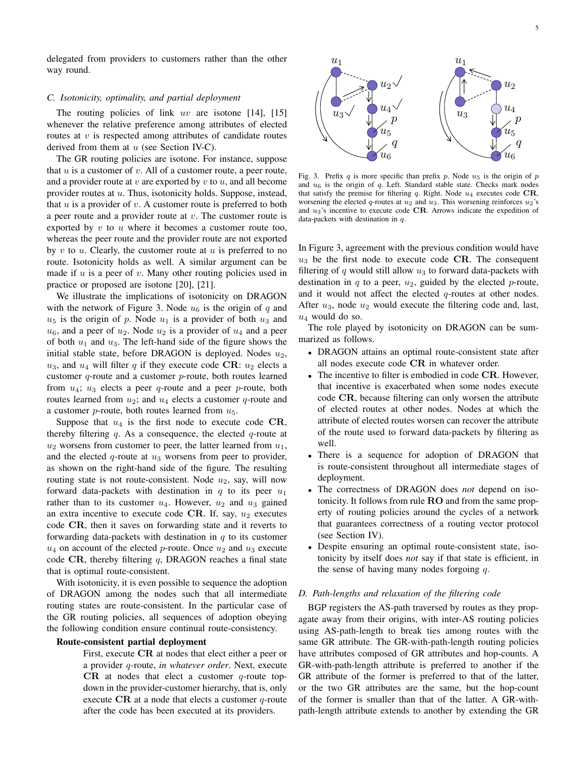delegated from providers to customers rather than the other way round.

### C. Isotonicity, optimality, and partial deployment

The routing policies of link $uv$ are isotone [14], [15] whenever the relative preference among attributes of elected routes at $v$ is respected among attributes of candidate routes derived from them at $u$ (see Section IV-C).

The GR routing policies are isotone. For instance, suppose that $u$ is a customer of $v$. All of a customer route, a peer route, and a provider route at $v$ are exported by $v$ to $u$, and all become provider routes at $u$. Thus, isotonicity holds. Suppose, instead, that $u$ is a provider of $v$. A customer route is preferred to both a peer route and a provider route at $v$. The customer route is exported by $v$ to $u$ where it becomes a customer route too, whereas the peer route and the provider route are not exported by $v$ to $u$. Clearly, the customer route at $u$ is preferred to no route. Isotonicity holds as well. A similar argument can be made if $u$ is a peer of $v$. Many other routing policies used in practice or proposed are isotone [20], [21].

We illustrate the implications of isotonicity on DRAGON with the network of Figure 3. Node $u_6$ is the origin of $q$ and $u_5$ is the origin of $p$. Node $u_1$ is a provider of both $u_3$ and $u_6$, and a peer of $u_2$. Node $u_2$ is a provider of $u_4$ and a peer of both $u_1$ and $u_3$. The left-hand side of the figure shows the initial stable state, before DRAGON is deployed. Nodes $u_2$, $u_3$, and $u_4$ will filter $q$ if they execute code **CR**: $u_2$ elects a customer $q$-route and a customer $p$-route, both routes learned from $u_4$; $u_3$ elects a peer $q$-route and a peer $p$-route, both routes learned from $u_2$; and $u_4$ elects a customer $q$-route and a customer $p$-route, both learned from $u_5$.

Suppose that $u_4$ is the first node to execute code **CR**, thereby filtering $q$. As a consequence, the elected $q$-route at $u_2$ worsens from customer to peer, the latter learned from $u_1$, and the elected $q$-route at $u_3$ worsens from peer to provider, as shown on the right-hand side of the figure. The resulting routing state is not route-consistent. Node $u_2$, say, will now forward data-packets with destination in $q$ to its peer $u_1$ rather than to its customer $u_4$. However, $u_2$ and $u_3$ gained an extra incentive to execute code **CR**. If, say, $u_2$ executes code **CR**, then it saves on forwarding state and it reverts to forwarding data-packets with destination in $q$ to its customer $u_4$ on account of the elected $p$-route. Once $u_2$ and $u_3$ execute code **CR**, thereby filtering $q$, DRAGON reaches a final state that is optimal route-consistent.

With isotonicity, it is even possible to sequence the adoption of DRAGON among the nodes such that all intermediate routing states are route-consistent. In the particular case of the GR routing policies, all sequences of adoption obeying the following condition ensure continual route-consistency.

**Route-consistent partial deployment**

> First, execute **CR** at nodes that elect either a peer or a provider $q$-route, *in whatever order*. Next, execute **CR** at nodes that elect a customer $q$-route top-down in the provider-customer hierarchy, that is, only execute **CR** at a node that elects a customer $q$-route after the code has been executed at its providers.

Fig. 3. Prefix $q$ is more specific than prefix $p$. Node $u_5$ is the origin of $p$ and $u_6$ is the origin of $q$. Left. Standard stable state. Checks mark nodes that satisfy the premise for filtering $q$. Right. Node $u_4$ executes code **CR**, worsening the elected $q$-routes at $u_2$ and $u_3$. This worsening reinforces $u_2$'s and $u_3$'s incentive to execute code **CR**. Arrows indicate the expedition of data-packets with destination in $q$.

In Figure 3, agreement with the previous condition would have $u_3$ be the first node to execute code **CR**. The consequent filtering of $q$ would still allow $u_3$ to forward data-packets with destination in $q$ to a peer, $u_2$, guided by the elected $p$-route, and it would not affect the elected $q$-routes at other nodes. After $u_3$, node $u_2$ would execute the filtering code and, last, $u_4$ would do so.

The role played by isotonicity on DRAGON can be summarized as follows.

- DRAGON attains an optimal route-consistent state after all nodes execute code **CR** in whatever order.
- The incentive to filter is embodied in code **CR**. However, that incentive is exacerbated when some nodes execute code **CR**, because filtering can only worsen the attribute of elected routes at other nodes. Nodes at which the attribute of elected routes worsen can recover the attribute of the route used to forward data-packets by filtering as well.
- There is a sequence for adoption of DRAGON that is route-consistent throughout all intermediate stages of deployment.
- The correctness of DRAGON does *not* depend on isotonicity. It follows from rule **RO** and from the same property of routing policies around the cycles of a network that guarantees correctness of a routing vector protocol (see Section IV).
- Despite ensuring an optimal route-consistent state, isotonicity by itself does *not* say if that state is efficient, in the sense of having many nodes forgoing $q$.

### D. Path-lengths and relaxation of the filtering code

BGP registers the AS-path traversed by routes as they propagate away from their origins, with inter-AS routing policies using AS-path-length to break ties among routes with the same GR attribute. The GR-with-path-length routing policies have attributes composed of GR attributes and hop-counts. A GR-with-path-length attribute is preferred to another if the GR attribute of the former is preferred to that of the latter, or the two GR attributes are the same, but the hop-count of the former is smaller than that of the latter. A GR-with-path-length attribute extends to another by extending the GR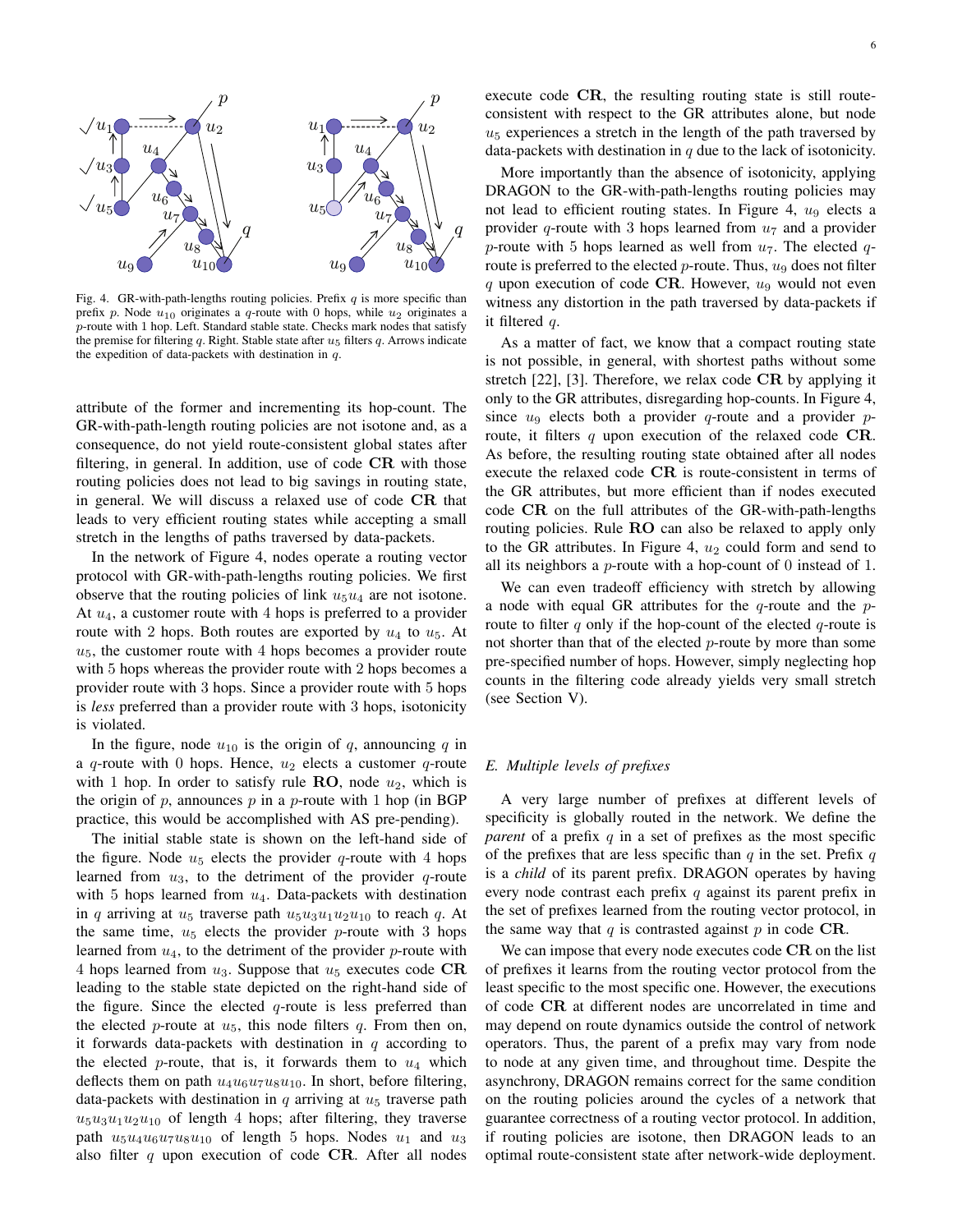Fig. 4. GR-with-path-lengths routing policies. Prefix $q$ is more specific than prefix $p$. Node $u_{10}$ originates a $q$-route with 0 hops, while $u_2$ originates a $p$-route with 1 hop. Left. Standard stable state. Checks mark nodes that satisfy the premise for filtering $q$. Right. Stable state after $u_5$ filters $q$. Arrows indicate the expedition of data-packets with destination in $q$.

attribute of the former and incrementing its hop-count. The GR-with-path-length routing policies are not isotone and, as a consequence, do not yield route-consistent global states after filtering, in general. In addition, use of code **CR** with those routing policies does not lead to big savings in routing state, in general. We will discuss a relaxed use of code **CR** that leads to very efficient routing states while accepting a small stretch in the lengths of paths traversed by data-packets.

In the network of Figure 4, nodes operate a routing vector protocol with GR-with-path-lengths routing policies. We first observe that the routing policies of link $u_5u_4$ are not isotone. At $u_4$, a customer route with 4 hops is preferred to a provider route with 2 hops. Both routes are exported by $u_4$ to $u_5$. At $u_5$, the customer route with 4 hops becomes a provider route with 5 hops whereas the provider route with 2 hops becomes a provider route with 3 hops. Since a provider route with 5 hops is *less* preferred than a provider route with 3 hops, isotonicity is violated.

In the figure, node $u_{10}$ is the origin of $q$, announcing $q$ in a $q$-route with 0 hops. Hence, $u_2$ elects a customer $q$-route with 1 hop. In order to satisfy rule **RO**, node $u_2$, which is the origin of $p$, announces $p$ in a $p$-route with 1 hop (in BGP practice, this would be accomplished with AS pre-pending).

The initial stable state is shown on the left-hand side of the figure. Node $u_5$ elects the provider $q$-route with 4 hops learned from $u_3$, to the detriment of the provider $q$-route with 5 hops learned from $u_4$. Data-packets with destination in $q$ arriving at $u_5$ traverse path $u_5u_3u_1u_2u_{10}$ to reach $q$. At the same time, $u_5$ elects the provider $p$-route with 3 hops learned from $u_4$, to the detriment of the provider $p$-route with 4 hops learned from $u_3$. Suppose that $u_5$ executes code **CR** leading to the stable state depicted on the right-hand side of the figure. Since the elected $q$-route is less preferred than the elected $p$-route at $u_5$, this node filters $q$. From then on, it forwards data-packets with destination in $q$ according to the elected $p$-route, that is, it forwards them to $u_4$ which deflects them on path $u_4u_6u_7u_8u_{10}$. In short, before filtering, data-packets with destination in $q$ arriving at $u_5$ traverse path $u_5u_3u_1u_2u_{10}$ of length 4 hops; after filtering, they traverse path $u_5u_4u_6u_7u_8u_{10}$ of length 5 hops. Nodes $u_1$ and $u_3$ also filter $q$ upon execution of code **CR**. After all nodes execute code **CR**, the resulting routing state is still route-consistent with respect to the GR attributes alone, but node $u_5$ experiences a stretch in the length of the path traversed by data-packets with destination in $q$ due to the lack of isotonicity.

More importantly than the absence of isotonicity, applying DRAGON to the GR-with-path-lengths routing policies may not lead to efficient routing states. In Figure 4, $u_9$ elects a provider $q$-route with 3 hops learned from $u_7$ and a provider $p$-route with 5 hops learned as well from $u_7$. The elected $q$-route is preferred to the elected $p$-route. Thus, $u_9$ does not filter $q$ upon execution of code **CR**. However, $u_9$ would not even witness any distortion in the path traversed by data-packets if it filtered $q$.

As a matter of fact, we know that a compact routing state is not possible, in general, with shortest paths without some stretch [22], [3]. Therefore, we relax code **CR** by applying it only to the GR attributes, disregarding hop-counts. In Figure 4, since $u_9$ elects both a provider $q$-route and a provider $p$-route, it filters $q$ upon execution of the relaxed code **CR**. As before, the resulting routing state obtained after all nodes execute the relaxed code **CR** is route-consistent in terms of the GR attributes, but more efficient than if nodes executed code **CR** on the full attributes of the GR-with-path-lengths routing policies. Rule **RO** can also be relaxed to apply only to the GR attributes. In Figure 4, $u_2$ could form and send to all its neighbors a $p$-route with a hop-count of 0 instead of 1.

We can even tradeoff efficiency with stretch by allowing a node with equal GR attributes for the $q$-route and the $p$-route to filter $q$ only if the hop-count of the elected $q$-route is not shorter than that of the elected $p$-route by more than some pre-specified number of hops. However, simply neglecting hop counts in the filtering code already yields very small stretch (see Section V).

### E. Multiple levels of prefixes

A very large number of prefixes at different levels of specificity is globally routed in the network. We define the *parent* of a prefix $q$ in a set of prefixes as the most specific of the prefixes that are less specific than $q$ in the set. Prefix $q$ is a *child* of its parent prefix. DRAGON operates by having every node contrast each prefix $q$ against its parent prefix in the set of prefixes learned from the routing vector protocol, in the same way that $q$ is contrasted against $p$ in code **CR**.

We can impose that every node executes code **CR** on the list of prefixes it learns from the routing vector protocol from the least specific to the most specific one. However, the executions of code **CR** at different nodes are uncorrelated in time and may depend on route dynamics outside the control of network operators. Thus, the parent of a prefix may vary from node to node at any given time, and throughout time. Despite the asynchrony, DRAGON remains correct for the same condition on the routing policies around the cycles of a network that guarantee correctness of a routing vector protocol. In addition, if routing policies are isotone, then DRAGON leads to an optimal route-consistent state after network-wide deployment.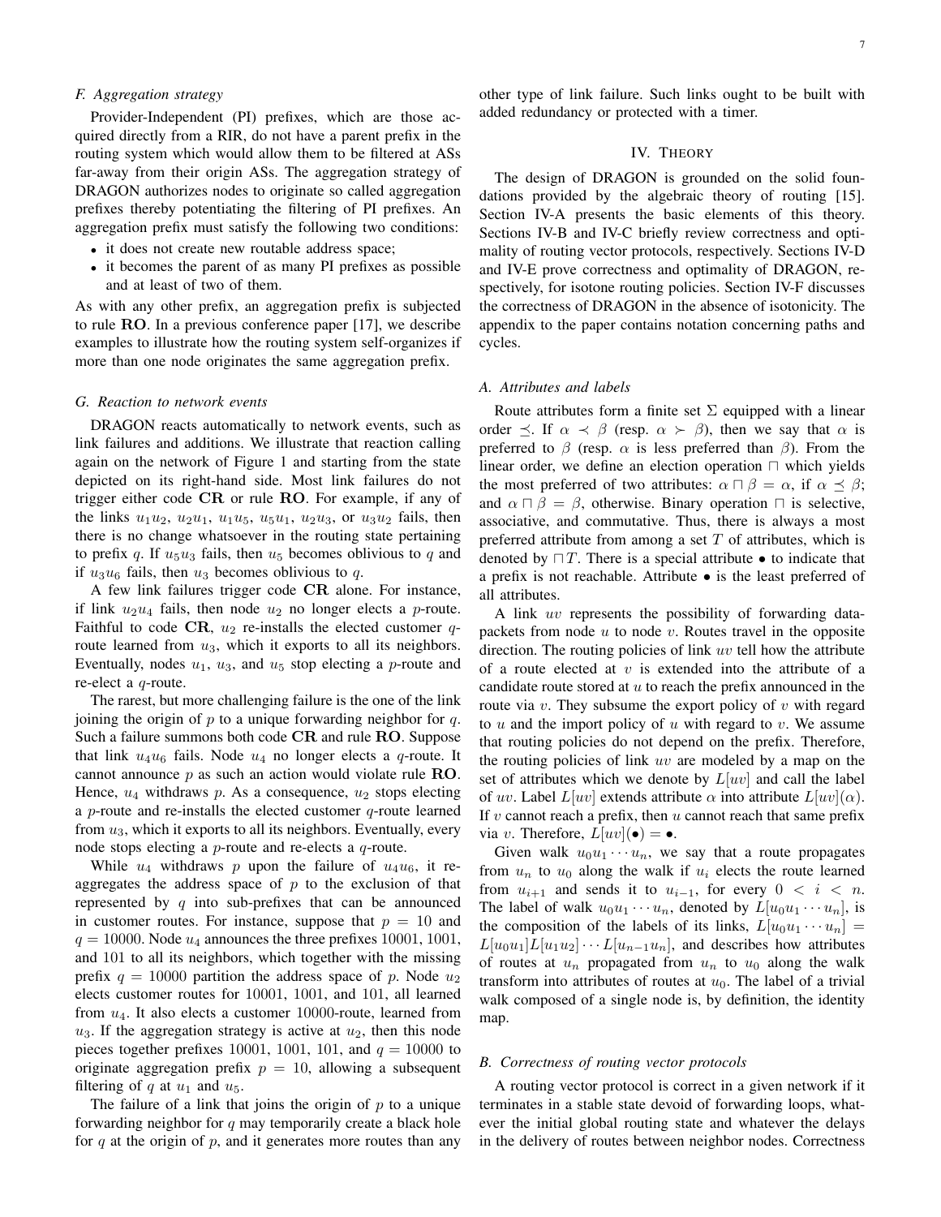### F. Aggregation strategy

Provider-Independent (PI) prefixes, which are those acquired directly from a RIR, do not have a parent prefix in the routing system which would allow them to be filtered at ASs far-away from their origin ASs. The aggregation strategy of DRAGON authorizes nodes to originate so called aggregation prefixes thereby potentiating the filtering of PI prefixes. An aggregation prefix must satisfy the following two conditions:

- it does not create new routable address space;
- it becomes the parent of as many PI prefixes as possible and at least of two of them.

As with any other prefix, an aggregation prefix is subjected to rule **RO**. In a previous conference paper [17], we describe examples to illustrate how the routing system self-organizes if more than one node originates the same aggregation prefix.

### G. Reaction to network events

DRAGON reacts automatically to network events, such as link failures and additions. We illustrate that reaction calling again on the network of Figure 1 and starting from the state depicted on its right-hand side. Most link failures do not trigger either code **CR** or rule **RO**. For example, if any of the links $u_1u_2$, $u_2u_1$, $u_1u_5$, $u_5u_1$, $u_2u_3$, or $u_3u_2$ fails, then there is no change whatsoever in the routing state pertaining to prefix $q$. If $u_5u_3$ fails, then $u_5$ becomes oblivious to $q$ and if $u_3u_6$ fails, then $u_3$ becomes oblivious to $q$.

A few link failures trigger code **CR** alone. For instance, if link $u_2u_4$ fails, then node $u_2$ no longer elects a $p$-route. Faithful to code **CR**, $u_2$ re-installs the elected customer $q$-route learned from $u_3$, which it exports to all its neighbors. Eventually, nodes $u_1$, $u_3$, and $u_5$ stop electing a $p$-route and re-elect a $q$-route.

The rarest, but more challenging failure is the one of the link joining the origin of $p$ to a unique forwarding neighbor for $q$. Such a failure summons both code **CR** and rule **RO**. Suppose that link $u_4u_6$ fails. Node $u_4$ no longer elects a $q$-route. It cannot announce $p$ as such an action would violate rule **RO**. Hence, $u_4$ withdraws $p$. As a consequence, $u_2$ stops electing a $p$-route and re-installs the elected customer $q$-route learned from $u_3$, which it exports to all its neighbors. Eventually, every node stops electing a $p$-route and re-elects a $q$-route.

While $u_4$ withdraws $p$ upon the failure of $u_4u_6$, it re-aggregates the address space of $p$ to the exclusion of that represented by $q$ into sub-prefixes that can be announced in customer routes. For instance, suppose that $p = 10$ and $q = 10000$. Node $u_4$ announces the three prefixes 10001, 1001, and 101 to all its neighbors, which together with the missing prefix $q = 10000$ partition the address space of $p$. Node $u_2$ elects customer routes for 10001, 1001, and 101, all learned from $u_4$. It also elects a customer 10000-route, learned from $u_3$. If the aggregation strategy is active at $u_2$, then this node pieces together prefixes 10001, 1001, 101, and $q = 10000$ to originate aggregation prefix $p = 10$, allowing a subsequent filtering of $q$ at $u_1$ and $u_5$.

The failure of a link that joins the origin of $p$ to a unique forwarding neighbor for $q$ may temporarily create a black hole for $q$ at the origin of $p$, and it generates more routes than any other type of link failure. Such links ought to be built with added redundancy or protected with a timer.

## IV. Theory

The design of DRAGON is grounded on the solid foundations provided by the algebraic theory of routing [15]. Section IV-A presents the basic elements of this theory. Sections IV-B and IV-C briefly review correctness and optimality of routing vector protocols, respectively. Sections IV-D and IV-E prove correctness and optimality of DRAGON, respectively, for isotone routing policies. Section IV-F discusses the correctness of DRAGON in the absence of isotonicity. The appendix to the paper contains notation concerning paths and cycles.

### A. Attributes and labels

Route attributes form a finite set $\Sigma$ equipped with a linear order $\preceq$. If $\alpha \prec \beta$ (resp. $\alpha \succ \beta$), then we say that $\alpha$ is preferred to $\beta$ (resp. $\alpha$ is less preferred than $\beta$). From the linear order, we define an election operation $\sqcap$ which yields the most preferred of two attributes: $\alpha \sqcap \beta = \alpha$, if $\alpha \preceq \beta$; and $\alpha \sqcap \beta = \beta$, otherwise. Binary operation $\sqcap$ is selective, associative, and commutative. Thus, there is always a most preferred attribute from among a set $T$ of attributes, which is denoted by $\sqcap T$. There is a special attribute $\bullet$ to indicate that a prefix is not reachable. Attribute $\bullet$ is the least preferred of all attributes.

A link $uv$ represents the possibility of forwarding data-packets from node $u$ to node $v$. Routes travel in the opposite direction. The routing policies of link $uv$ tell how the attribute of a route elected at $v$ is extended into the attribute of a candidate route stored at $u$ to reach the prefix announced in the route via $v$. They subsume the export policy of $v$ with regard to $u$ and the import policy of $u$ with regard to $v$. We assume that routing policies do not depend on the prefix. Therefore, the routing policies of link $uv$ are modeled by a map on the set of attributes which we denote by $L[uv]$ and call the label of $uv$. Label $L[uv]$ extends attribute $\alpha$ into attribute $L[uv](\alpha)$. If $v$ cannot reach a prefix, then $u$ cannot reach that same prefix via $v$. Therefore, $L[uv](\bullet) = \bullet$.

Given walk $u_0u_1 \cdots u_n$, we say that a route propagates from $u_n$ to $u_0$ along the walk if $u_i$ elects the route learned from $u_{i+1}$ and sends it to $u_{i-1}$, for every $0 < i < n$. The label of walk $u_0u_1 \cdots u_n$, denoted by $L[u_0u_1 \cdots u_n]$, is the composition of the labels of its links, $L[u_0u_1 \cdots u_n] = L[u_0u_1]L[u_1u_2] \cdots L[u_{n-1}u_n]$, and describes how attributes of routes at $u_n$ propagated from $u_n$ to $u_0$ along the walk transform into attributes of routes at $u_0$. The label of a trivial walk composed of a single node is, by definition, the identity map.

### B. Correctness of routing vector protocols

A routing vector protocol is correct in a given network if it terminates in a stable state devoid of forwarding loops, whatever the initial global routing state and whatever the delays in the delivery of routes between neighbor nodes. Correctness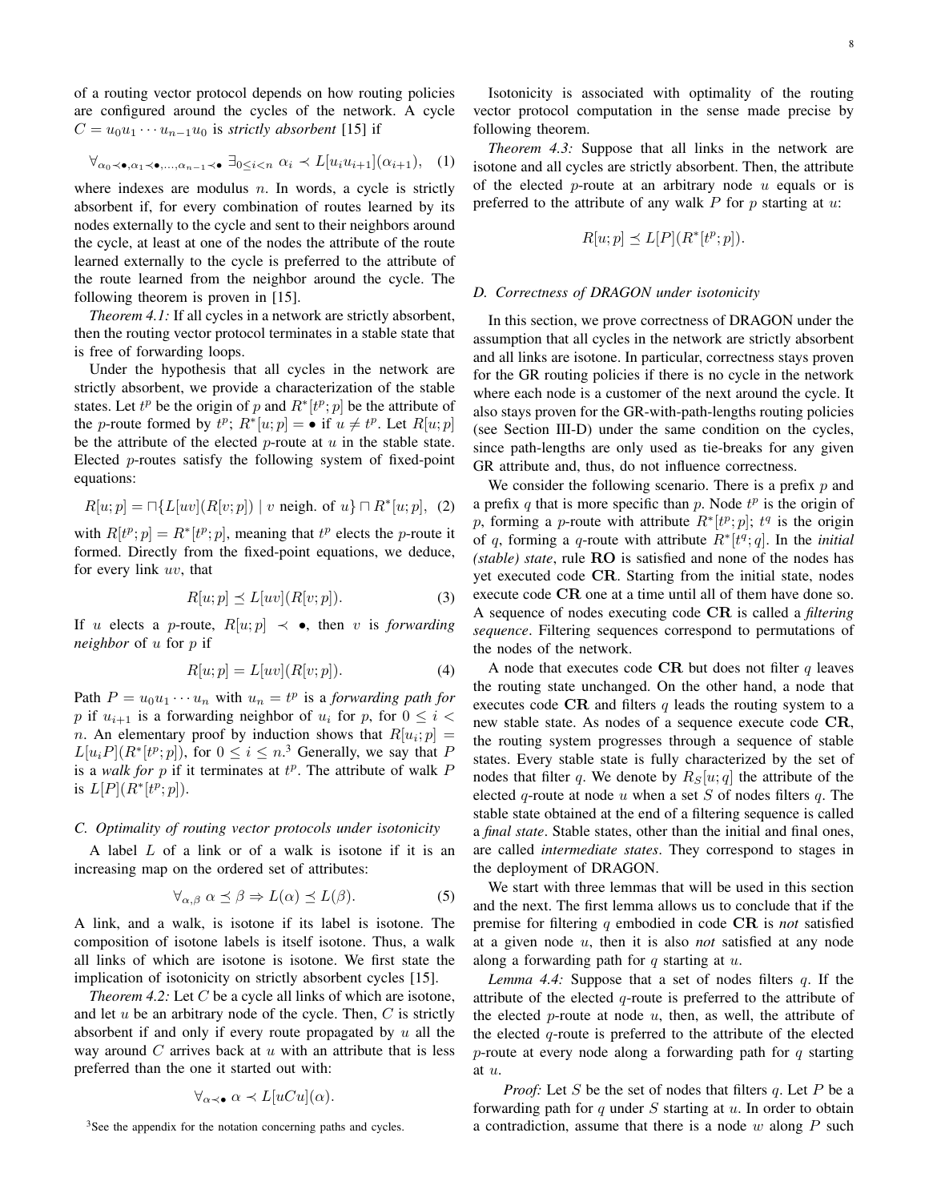of a routing vector protocol depends on how routing policies are configured around the cycles of the network. A cycle $C = u_0 u_1 \cdots u_{n-1} u_0$ is *strictly absorbent* [15] if

$$\forall_{\alpha_0 \prec \bullet, \alpha_1 \prec \bullet, \ldots, \alpha_{n-1} \prec \bullet} \; \exists_{0 \leq i < n} \; \alpha_i \prec L[u_i u_{i+1}](\alpha_{i+1}), \quad (1)$$

where indexes are modulus $n$. In words, a cycle is strictly absorbent if, for every combination of routes learned by its nodes externally to the cycle and sent to their neighbors around the cycle, at least at one of the nodes the attribute of the route learned externally to the cycle is preferred to the attribute of the route learned from the neighbor around the cycle. The following theorem is proven in [15].

*Theorem 4.1:* If all cycles in a network are strictly absorbent, then the routing vector protocol terminates in a stable state that is free of forwarding loops.

Under the hypothesis that all cycles in the network are strictly absorbent, we provide a characterization of the stable states. Let $t^p$ be the origin of $p$ and $R^*[t^p; p]$ be the attribute of the $p$-route formed by $t^p$; $R^*[u; p] = \bullet$ if $u \neq t^p$. Let $R[u; p]$ be the attribute of the elected $p$-route at $u$ in the stable state. Elected $p$-routes satisfy the following system of fixed-point equations:

$$R[u; p] = \sqcap \{L[uv](R[v; p]) \mid v \text{ neigh. of } u\} \sqcap R^*[u; p], \quad (2)$$

with $R[t^p; p] = R^*[t^p; p]$, meaning that $t^p$ elects the $p$-route it formed. Directly from the fixed-point equations, we deduce, for every link $uv$, that

$$R[u; p] \preceq L[uv](R[v; p]). \quad (3)$$

If $u$ elects a $p$-route, $R[u; p] \prec \bullet$, then $v$ is *forwarding neighbor* of $u$ for $p$ if

$$R[u; p] = L[uv](R[v; p]). \quad (4)$$

Path $P = u_0 u_1 \cdots u_n$ with $u_n = t^p$ is a *forwarding path for* $p$ if $u_{i+1}$ is a forwarding neighbor of $u_i$ for $p$, for $0 \leq i < n$. An elementary proof by induction shows that $R[u_i; p] = L[u_i P](R^*[t^p; p])$, for $0 \leq i \leq n$.[3] Generally, we say that $P$ is a *walk for* $p$ if it terminates at $t^p$. The attribute of walk $P$ is $L[P](R^*[t^p; p])$.

### C. Optimality of routing vector protocols under isotonicity

A label $L$ of a link or of a walk is isotone if it is an increasing map on the ordered set of attributes:

$$\forall_{\alpha, \beta} \; \alpha \preceq \beta \Rightarrow L(\alpha) \preceq L(\beta). \quad (5)$$

A link, and a walk, is isotone if its label is isotone. The composition of isotone labels is itself isotone. Thus, a walk all links of which are isotone is isotone. We first state the implication of isotonicity on strictly absorbent cycles [15].

*Theorem 4.2:* Let $C$ be a cycle all links of which are isotone, and let $u$ be an arbitrary node of the cycle. Then, $C$ is strictly absorbent if and only if every route propagated by $u$ all the way around $C$ arrives back at $u$ with an attribute that is less preferred than the one it started out with:

$$\forall_{\alpha \prec \bullet} \; \alpha \prec L[uCu](\alpha).$$

[3] See the appendix for the notation concerning paths and cycles.

Isotonicity is associated with optimality of the routing vector protocol computation in the sense made precise by following theorem.

*Theorem 4.3:* Suppose that all links in the network are isotone and all cycles are strictly absorbent. Then, the attribute of the elected $p$-route at an arbitrary node $u$ equals or is preferred to the attribute of any walk $P$ for $p$ starting at $u$:

$$R[u; p] \preceq L[P](R^*[t^p; p]).$$

### D. Correctness of DRAGON under isotonicity

In this section, we prove correctness of DRAGON under the assumption that all cycles in the network are strictly absorbent and all links are isotone. In particular, correctness stays proven for the GR routing policies if there is no cycle in the network where each node is a customer of the next around the cycle. It also stays proven for the GR-with-path-lengths routing policies (see Section III-D) under the same condition on the cycles, since path-lengths are only used as tie-breaks for any given GR attribute and, thus, do not influence correctness.

We consider the following scenario. There is a prefix $p$ and a prefix $q$ that is more specific than $p$. Node $t^p$ is the origin of $p$, forming a $p$-route with attribute $R^*[t^p; p]$; $t^q$ is the origin of $q$, forming a $q$-route with attribute $R^*[t^q; q]$. In the *initial (stable) state*, rule **RO** is satisfied and none of the nodes has yet executed code **CR**. Starting from the initial state, nodes execute code **CR** one at a time until all of them have done so. A sequence of nodes executing code **CR** is called a *filtering sequence*. Filtering sequences correspond to permutations of the nodes of the network.

A node that executes code **CR** but does not filter $q$ leaves the routing state unchanged. On the other hand, a node that executes code **CR** and filters $q$ leads the routing system to a new stable state. As nodes of a sequence execute code **CR**, the routing system progresses through a sequence of stable states. Every stable state is fully characterized by the set of nodes that filter $q$. We denote by $R_S[u; q]$ the attribute of the elected $q$-route at node $u$ when a set $S$ of nodes filters $q$. The stable state obtained at the end of a filtering sequence is called a *final state*. Stable states, other than the initial and final ones, are called *intermediate states*. They correspond to stages in the deployment of DRAGON.

We start with three lemmas that will be used in this section and the next. The first lemma allows us to conclude that if the premise for filtering $q$ embodied in code **CR** is *not* satisfied at a given node $u$, then it is also *not* satisfied at any node along a forwarding path for $q$ starting at $u$.

*Lemma 4.4:* Suppose that a set of nodes filters $q$. If the attribute of the elected $q$-route is preferred to the attribute of the elected $p$-route at node $u$, then, as well, the attribute of the elected $q$-route is preferred to the attribute of the elected $p$-route at every node along a forwarding path for $q$ starting at $u$.

*Proof:* Let $S$ be the set of nodes that filters $q$. Let $P$ be a forwarding path for $q$ under $S$ starting at $u$. In order to obtain a contradiction, assume that there is a node $w$ along $P$ such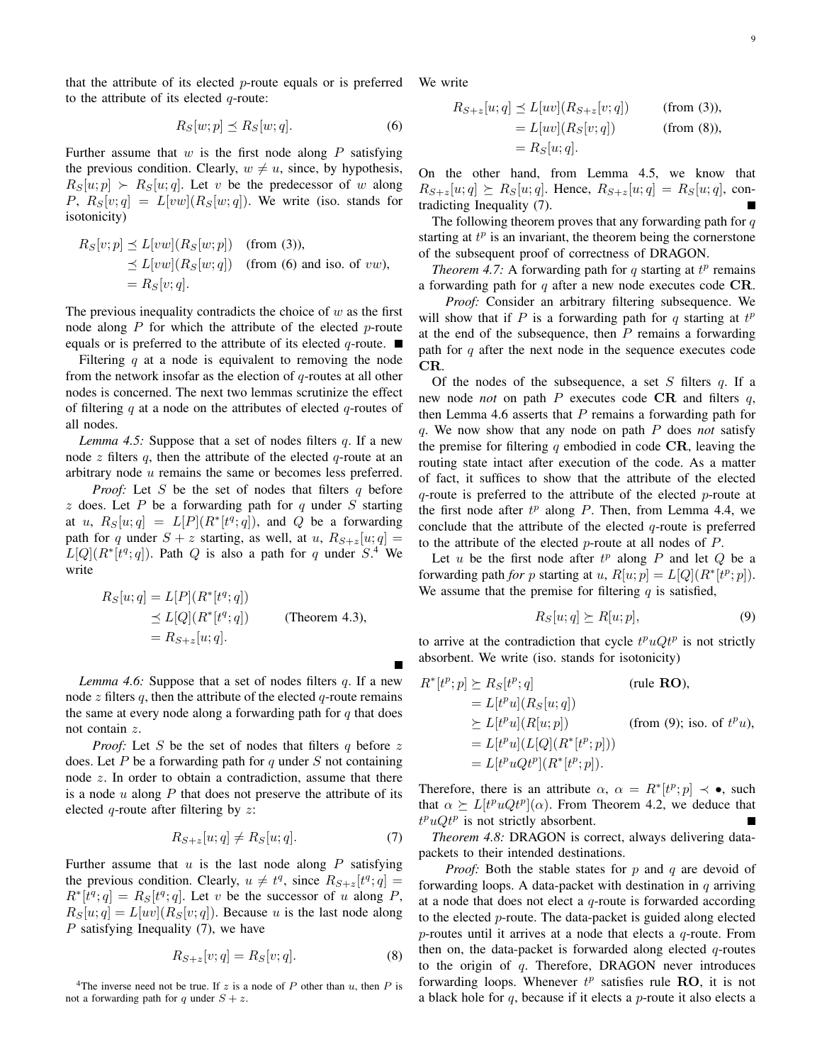that the attribute of its elected $p$-route equals or is preferred to the attribute of its elected $q$-route:

$$R_S[w;p] \preceq R_S[w;q]. \tag{6}$$

Further assume that $w$ is the first node along $P$ satisfying the previous condition. Clearly, $w \neq u$, since, by hypothesis, $R_S[u;p] \succ R_S[u;q]$. Let $v$ be the predecessor of $w$ along $P$, $R_S[v;q] = L[vw](R_S[w;q])$. We write (iso. stands for isotonicity)

$$\begin{aligned} R_S[v;p] &\preceq L[vw](R_S[w;p]) && \text{(from (3))}, \\ &\preceq L[vw](R_S[w;q]) && \text{(from (6) and iso. of } vw), \\ &= R_S[v;q]. \end{aligned}$$

The previous inequality contradicts the choice of $w$ as the first node along $P$ for which the attribute of the elected $p$-route equals or is preferred to the attribute of its elected $q$-route. ∎

Filtering $q$ at a node is equivalent to removing the node from the network insofar as the election of $q$-routes at all other nodes is concerned. The next two lemmas scrutinize the effect of filtering $q$ at a node on the attributes of elected $q$-routes of all nodes.

*Lemma 4.5:* Suppose that a set of nodes filters $q$. If a new node $z$ filters $q$, then the attribute of the elected $q$-route at an arbitrary node $u$ remains the same or becomes less preferred.

*Proof:* Let $S$ be the set of nodes that filters $q$ before $z$ does. Let $P$ be a forwarding path for $q$ under $S$ starting at $u$, $R_S[u;q] = L[P](R^*[t^q;q])$, and $Q$ be a forwarding path for $q$ under $S+z$ starting, as well, at $u$, $R_{S+z}[u;q] = L[Q](R^*[t^q;q])$. Path $Q$ is also a path for $q$ under $S$.[4] We write

$$\begin{aligned} R_S[u;q] &= L[P](R^*[t^q;q]) \\ &\preceq L[Q](R^*[t^q;q]) && \text{(Theorem 4.3)}, \\ &= R_{S+z}[u;q]. \end{aligned}$$

∎

*Lemma 4.6:* Suppose that a set of nodes filters $q$. If a new node $z$ filters $q$, then the attribute of the elected $q$-route remains the same at every node along a forwarding path for $q$ that does not contain $z$.

*Proof:* Let $S$ be the set of nodes that filters $q$ before $z$ does. Let $P$ be a forwarding path for $q$ under $S$ not containing node $z$. In order to obtain a contradiction, assume that there is a node $u$ along $P$ that does not preserve the attribute of its elected $q$-route after filtering by $z$:

$$R_{S+z}[u;q] \neq R_S[u;q]. \tag{7}$$

Further assume that $u$ is the last node along $P$ satisfying the previous condition. Clearly, $u \neq t^q$, since $R_{S+z}[t^q;q] = R^*[t^q;q] = R_S[t^q;q]$. Let $v$ be the successor of $u$ along $P$, $R_S[u;q] = L[uv](R_S[v;q])$. Because $u$ is the last node along $P$ satisfying Inequality (7), we have

$$R_{S+z}[v;q] = R_S[v;q]. \tag{8}$$

We write

$$\begin{aligned} R_{S+z}[u;q] &\preceq L[uv](R_{S+z}[v;q]) && \text{(from (3))}, \\ &= L[uv](R_S[v;q]) && \text{(from (8))}, \\ &= R_S[u;q]. \end{aligned}$$

On the other hand, from Lemma 4.5, we know that $R_{S+z}[u;q] \succeq R_S[u;q]$. Hence, $R_{S+z}[u;q] = R_S[u;q]$, contradicting Inequality (7). ∎

The following theorem proves that any forwarding path for $q$ starting at $t^p$ is an invariant, the theorem being the cornerstone of the subsequent proof of correctness of DRAGON.

*Theorem 4.7:* A forwarding path for $q$ starting at $t^p$ remains a forwarding path for $q$ after a new node executes code **CR**.

*Proof:* Consider an arbitrary filtering subsequence. We will show that if $P$ is a forwarding path for $q$ starting at $t^p$ at the end of the subsequence, then $P$ remains a forwarding path for $q$ after the next node in the sequence executes code **CR**.

Of the nodes of the subsequence, a set $S$ filters $q$. If a new node *not* on path $P$ executes code **CR** and filters $q$, then Lemma 4.6 asserts that $P$ remains a forwarding path for $q$. We now show that any node on path $P$ does *not* satisfy the premise for filtering $q$ embodied in code **CR**, leaving the routing state intact after execution of the code. As a matter of fact, it suffices to show that the attribute of the elected $q$-route is preferred to the attribute of the elected $p$-route at the first node after $t^p$ along $P$. Then, from Lemma 4.4, we conclude that the attribute of the elected $q$-route is preferred to the attribute of the elected $p$-route at all nodes of $P$.

Let $u$ be the first node after $t^p$ along $P$ and let $Q$ be a forwarding path *for* $p$ starting at $u$, $R[u;p] = L[Q](R^*[t^p;p])$. We assume that the premise for filtering $q$ is satisfied,

$$R_S[u;q] \succeq R[u;p], \tag{9}$$

to arrive at the contradiction that cycle $t^puQt^p$ is not strictly absorbent. We write (iso. stands for isotonicity)

$$\begin{aligned} R^*[t^p;p] &\succeq R_S[t^p;q] && \text{(rule } \mathbf{RO}), \\ &= L[t^pu](R_S[u;q]) \\ &\succeq L[t^pu](R[u;p]) && \text{(from (9); iso. of } t^pu), \\ &= L[t^pu](L[Q](R^*[t^p;p])) \\ &= L[t^puQt^p](R^*[t^p;p]). \end{aligned}$$

Therefore, there is an attribute $\alpha$, $\alpha = R^*[t^p;p] \prec \bullet$, such that $\alpha \succeq L[t^puQt^p](\alpha)$. From Theorem 4.2, we deduce that $t^puQt^p$ is not strictly absorbent. ∎

*Theorem 4.8:* DRAGON is correct, always delivering data-packets to their intended destinations.

*Proof:* Both the stable states for $p$ and $q$ are devoid of forwarding loops. A data-packet with destination in $q$ arriving at a node that does not elect a $q$-route is forwarded according to the elected $p$-route. The data-packet is guided along elected $p$-routes until it arrives at a node that elects a $q$-route. From then on, the data-packet is forwarded along elected $q$-routes to the origin of $q$. Therefore, DRAGON never introduces forwarding loops. Whenever $t^p$ satisfies rule **RO**, it is not a black hole for $q$, because if it elects a $p$-route it also elects a

[4] The inverse need not be true. If $z$ is a node of $P$ other than $u$, then $P$ is not a forwarding path for $q$ under $S+z$.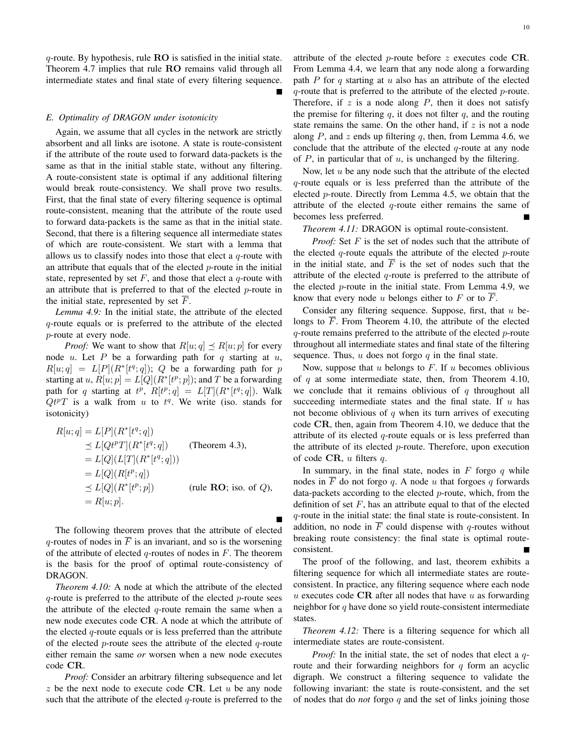$q$-route. By hypothesis, rule **RO** is satisfied in the initial state. Theorem 4.7 implies that rule **RO** remains valid through all intermediate states and final state of every filtering sequence. ■

### E. Optimality of DRAGON under isotonicity

Again, we assume that all cycles in the network are strictly absorbent and all links are isotone. A state is route-consistent if the attribute of the route used to forward data-packets is the same as that in the initial stable state, without any filtering. A route-consistent state is optimal if any additional filtering would break route-consistency. We shall prove two results. First, that the final state of every filtering sequence is optimal route-consistent, meaning that the attribute of the route used to forward data-packets is the same as that in the initial state. Second, that there is a filtering sequence all intermediate states of which are route-consistent. We start with a lemma that allows us to classify nodes into those that elect a $q$-route with an attribute that equals that of the elected $p$-route in the initial state, represented by set $F$, and those that elect a $q$-route with an attribute that is preferred to that of the elected $p$-route in the initial state, represented by set $\overline{F}$.

*Lemma 4.9:* In the initial state, the attribute of the elected $q$-route equals or is preferred to the attribute of the elected $p$-route at every node.

*Proof:* We want to show that $R[u;q] \preceq R[u;p]$ for every node $u$. Let $P$ be a forwarding path for $q$ starting at $u$, $R[u;q] = L[P](R^*[t^q;q])$; $Q$ be a forwarding path for $p$ starting at $u$, $R[u;p] = L[Q](R^*[t^p;p])$; and $T$ be a forwarding path for $q$ starting at $t^p$, $R[t^p;q] = L[T](R^*[t^q;q])$. Walk $Qt^pT$ is a walk from $u$ to $t^q$. We write (iso. stands for isotonicity)

$$
\begin{aligned}
R[u;q] &= L[P](R^*[t^q;q]) \\
&\preceq L[Qt^pT](R^*[t^q;q]) && \text{(Theorem 4.3)}, \\
&= L[Q](L[T](R^*[t^q;q])) \\
&= L[Q](R[t^p;q]) \\
&\preceq L[Q](R^*[t^p;p]) && \text{(rule } \mathbf{RO}\text{; iso. of } Q\text{)}, \\
&= R[u;p].
\end{aligned}
$$

■

The following theorem proves that the attribute of elected $q$-routes of nodes in $\overline{F}$ is an invariant, and so is the worsening of the attribute of elected $q$-routes of nodes in $F$. The theorem is the basis for the proof of optimal route-consistency of DRAGON.

*Theorem 4.10:* A node at which the attribute of the elected $q$-route is preferred to the attribute of the elected $p$-route sees the attribute of the elected $q$-route remain the same when a new node executes code **CR**. A node at which the attribute of the elected $q$-route equals or is less preferred than the attribute of the elected $p$-route sees the attribute of the elected $q$-route either remain the same *or* worsen when a new node executes code **CR**.

*Proof:* Consider an arbitrary filtering subsequence and let $z$ be the next node to execute code **CR**. Let $u$ be any node such that the attribute of the elected $q$-route is preferred to the attribute of the elected $p$-route before $z$ executes code **CR**. From Lemma 4.4, we learn that any node along a forwarding path $P$ for $q$ starting at $u$ also has an attribute of the elected $q$-route that is preferred to the attribute of the elected $p$-route. Therefore, if $z$ is a node along $P$, then it does not satisfy the premise for filtering $q$, it does not filter $q$, and the routing state remains the same. On the other hand, if $z$ is not a node along $P$, and $z$ ends up filtering $q$, then, from Lemma 4.6, we conclude that the attribute of the elected $q$-route at any node of $P$, in particular that of $u$, is unchanged by the filtering.

Now, let $u$ be any node such that the attribute of the elected $q$-route equals or is less preferred than the attribute of the elected $p$-route. Directly from Lemma 4.5, we obtain that the attribute of the elected $q$-route either remains the same of becomes less preferred. ■

*Theorem 4.11:* DRAGON is optimal route-consistent.

*Proof:* Set $F$ is the set of nodes such that the attribute of the elected $q$-route equals the attribute of the elected $p$-route in the initial state, and $\overline{F}$ is the set of nodes such that the attribute of the elected $q$-route is preferred to the attribute of the elected $p$-route in the initial state. From Lemma 4.9, we know that every node $u$ belongs either to $F$ or to $\overline{F}$.

Consider any filtering sequence. Suppose, first, that $u$ belongs to $\overline{F}$. From Theorem 4.10, the attribute of the elected $q$-route remains preferred to the attribute of the elected $p$-route throughout all intermediate states and final state of the filtering sequence. Thus, $u$ does not forgo $q$ in the final state.

Now, suppose that $u$ belongs to $F$. If $u$ becomes oblivious of $q$ at some intermediate state, then, from Theorem 4.10, we conclude that it remains oblivious of $q$ throughout all succeeding intermediate states and the final state. If $u$ has not become oblivious of $q$ when its turn arrives of executing code **CR**, then, again from Theorem 4.10, we deduce that the attribute of its elected $q$-route equals or is less preferred than the attribute of its elected $p$-route. Therefore, upon execution of code **CR**, $u$ filters $q$.

In summary, in the final state, nodes in $F$ forgo $q$ while nodes in $\overline{F}$ do not forgo $q$. A node $u$ that forgoes $q$ forwards data-packets according to the elected $p$-route, which, from the definition of set $F$, has an attribute equal to that of the elected $q$-route in the initial state: the final state is route-consistent. In addition, no node in $\overline{F}$ could dispense with $q$-routes without breaking route consistency: the final state is optimal route-consistent. ■

The proof of the following, and last, theorem exhibits a filtering sequence for which all intermediate states are route-consistent. In practice, any filtering sequence where each node $u$ executes code **CR** after all nodes that have $u$ as forwarding neighbor for $q$ have done so yield route-consistent intermediate states.

*Theorem 4.12:* There is a filtering sequence for which all intermediate states are route-consistent.

*Proof:* In the initial state, the set of nodes that elect a $q$-route and their forwarding neighbors for $q$ form an acyclic digraph. We construct a filtering sequence to validate the following invariant: the state is route-consistent, and the set of nodes that do *not* forgo $q$ and the set of links joining those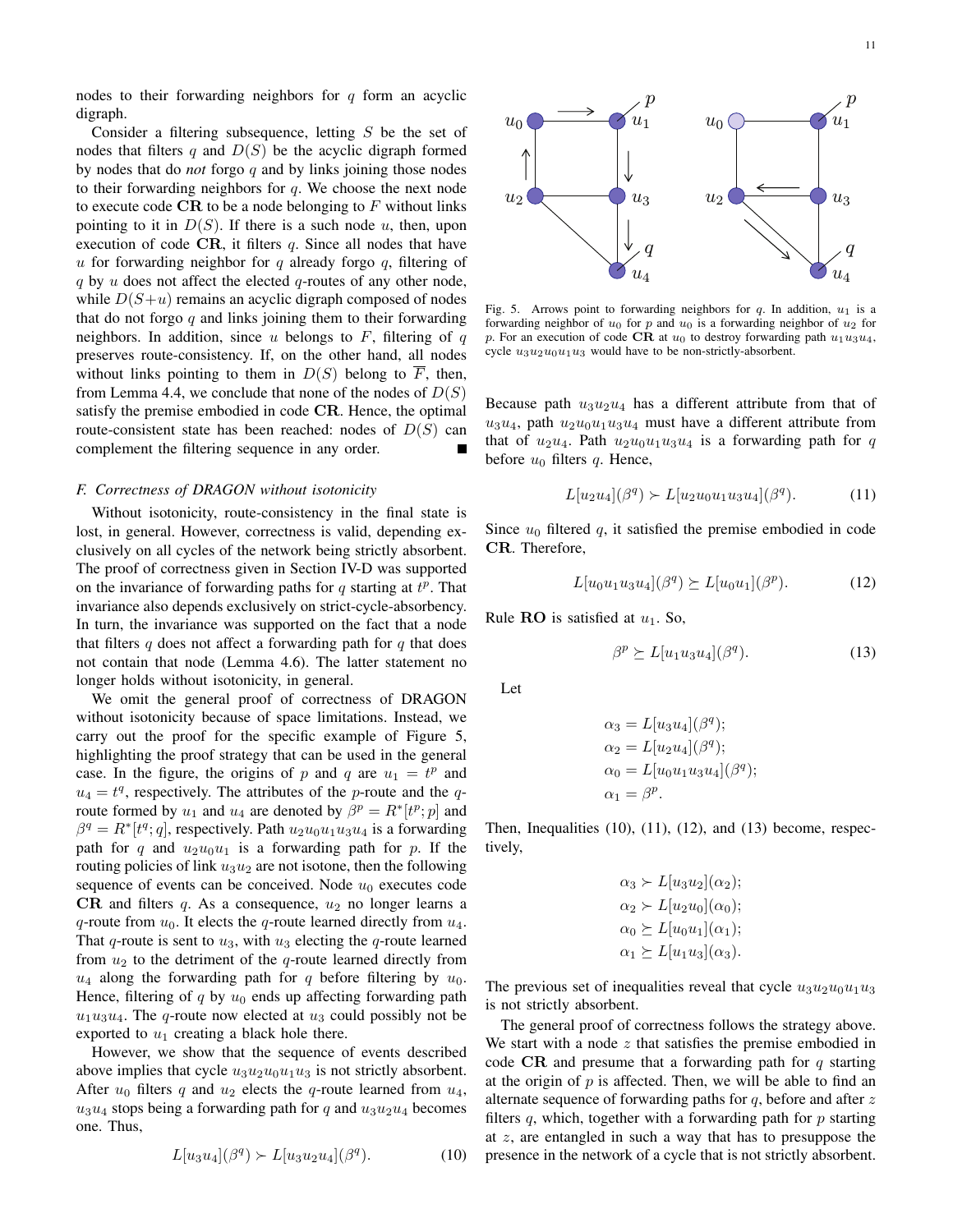nodes to their forwarding neighbors for $q$ form an acyclic digraph.

Consider a filtering subsequence, letting $S$ be the set of nodes that filters $q$ and $D(S)$ be the acyclic digraph formed by nodes that do *not* forgo $q$ and by links joining those nodes to their forwarding neighbors for $q$. We choose the next node to execute code **CR** to be a node belonging to $F$ without links pointing to it in $D(S)$. If there is a such node $u$, then, upon execution of code **CR**, it filters $q$. Since all nodes that have $u$ for forwarding neighbor for $q$ already forgo $q$, filtering of $q$ by $u$ does not affect the elected $q$-routes of any other node, while $D(S+u)$ remains an acyclic digraph composed of nodes that do not forgo $q$ and links joining them to their forwarding neighbors. In addition, since $u$ belongs to $F$, filtering of $q$ preserves route-consistency. If, on the other hand, all nodes without links pointing to them in $D(S)$ belong to $\overline{F}$, then, from Lemma 4.4, we conclude that none of the nodes of $D(S)$ satisfy the premise embodied in code **CR**. Hence, the optimal route-consistent state has been reached: nodes of $D(S)$ can complement the filtering sequence in any order. ∎

### F. Correctness of DRAGON without isotonicity

Without isotonicity, route-consistency in the final state is lost, in general. However, correctness is valid, depending exclusively on all cycles of the network being strictly absorbent. The proof of correctness given in Section IV-D was supported on the invariance of forwarding paths for $q$ starting at $t^p$. That invariance also depends exclusively on strict-cycle-absorbency. In turn, the invariance was supported on the fact that a node that filters $q$ does not affect a forwarding path for $q$ that does not contain that node (Lemma 4.6). The latter statement no longer holds without isotonicity, in general.

We omit the general proof of correctness of DRAGON without isotonicity because of space limitations. Instead, we carry out the proof for the specific example of Figure 5, highlighting the proof strategy that can be used in the general case. In the figure, the origins of $p$ and $q$ are $u_1 = t^p$ and $u_4 = t^q$, respectively. The attributes of the $p$-route and the $q$-route formed by $u_1$ and $u_4$ are denoted by $\beta^p = R^*[t^p; p]$ and $\beta^q = R^*[t^q; q]$, respectively. Path $u_2u_0u_1u_3u_4$ is a forwarding path for $q$ and $u_2u_0u_1$ is a forwarding path for $p$. If the routing policies of link $u_3u_2$ are not isotone, then the following sequence of events can be conceived. Node $u_0$ executes code **CR** and filters $q$. As a consequence, $u_2$ no longer learns a $q$-route from $u_0$. It elects the $q$-route learned directly from $u_4$. That $q$-route is sent to $u_3$, with $u_3$ electing the $q$-route learned from $u_2$ to the detriment of the $q$-route learned directly from $u_4$ along the forwarding path for $q$ before filtering by $u_0$. Hence, filtering of $q$ by $u_0$ ends up affecting forwarding path $u_1u_3u_4$. The $q$-route now elected at $u_3$ could possibly not be exported to $u_1$ creating a black hole there.

However, we show that the sequence of events described above implies that cycle $u_3u_2u_0u_1u_3$ is not strictly absorbent. After $u_0$ filters $q$ and $u_2$ elects the $q$-route learned from $u_4$, $u_3u_4$ stops being a forwarding path for $q$ and $u_3u_2u_4$ becomes one. Thus,

$$L[u_3u_4](\beta^q) \succ L[u_3u_2u_4](\beta^q). \tag{10}$$

Fig. 5. Arrows point to forwarding neighbors for $q$. In addition, $u_1$ is a forwarding neighbor of $u_0$ for $p$ and $u_0$ is a forwarding neighbor of $u_2$ for $p$. For an execution of code **CR** at $u_0$ to destroy forwarding path $u_1u_3u_4$, cycle $u_3u_2u_0u_1u_3$ would have to be non-strictly-absorbent.

Because path $u_3u_2u_4$ has a different attribute from that of $u_3u_4$, path $u_2u_0u_1u_3u_4$ must have a different attribute from that of $u_2u_4$. Path $u_2u_0u_1u_3u_4$ is a forwarding path for $q$ before $u_0$ filters $q$. Hence,

$$L[u_2u_4](\beta^q) \succ L[u_2u_0u_1u_3u_4](\beta^q). \tag{11}$$

Since $u_0$ filtered $q$, it satisfied the premise embodied in code **CR**. Therefore,

$$L[u_0u_1u_3u_4](\beta^q) \succeq L[u_0u_1](\beta^p). \tag{12}$$

Rule **RO** is satisfied at $u_1$. So,

$$\beta^p \succeq L[u_1u_3u_4](\beta^q). \tag{13}$$

Let

$$\begin{aligned}
\alpha_3 &= L[u_3u_4](\beta^q);\\
\alpha_2 &= L[u_2u_4](\beta^q);\\
\alpha_0 &= L[u_0u_1u_3u_4](\beta^q);\\
\alpha_1 &= \beta^p.
\end{aligned}$$

Then, Inequalities (10), (11), (12), and (13) become, respectively,

$$\begin{aligned}
\alpha_3 &\succ L[u_3u_2](\alpha_2);\\
\alpha_2 &\succ L[u_2u_0](\alpha_0);\\
\alpha_0 &\succeq L[u_0u_1](\alpha_1);\\
\alpha_1 &\succeq L[u_1u_3](\alpha_3).
\end{aligned}$$

The previous set of inequalities reveal that cycle $u_3u_2u_0u_1u_3$ is not strictly absorbent.

The general proof of correctness follows the strategy above. We start with a node $z$ that satisfies the premise embodied in code **CR** and presume that a forwarding path for $q$ starting at the origin of $p$ is affected. Then, we will be able to find an alternate sequence of forwarding paths for $q$, before and after $z$ filters $q$, which, together with a forwarding path for $p$ starting at $z$, are entangled in such a way that has to presuppose the presence in the network of a cycle that is not strictly absorbent.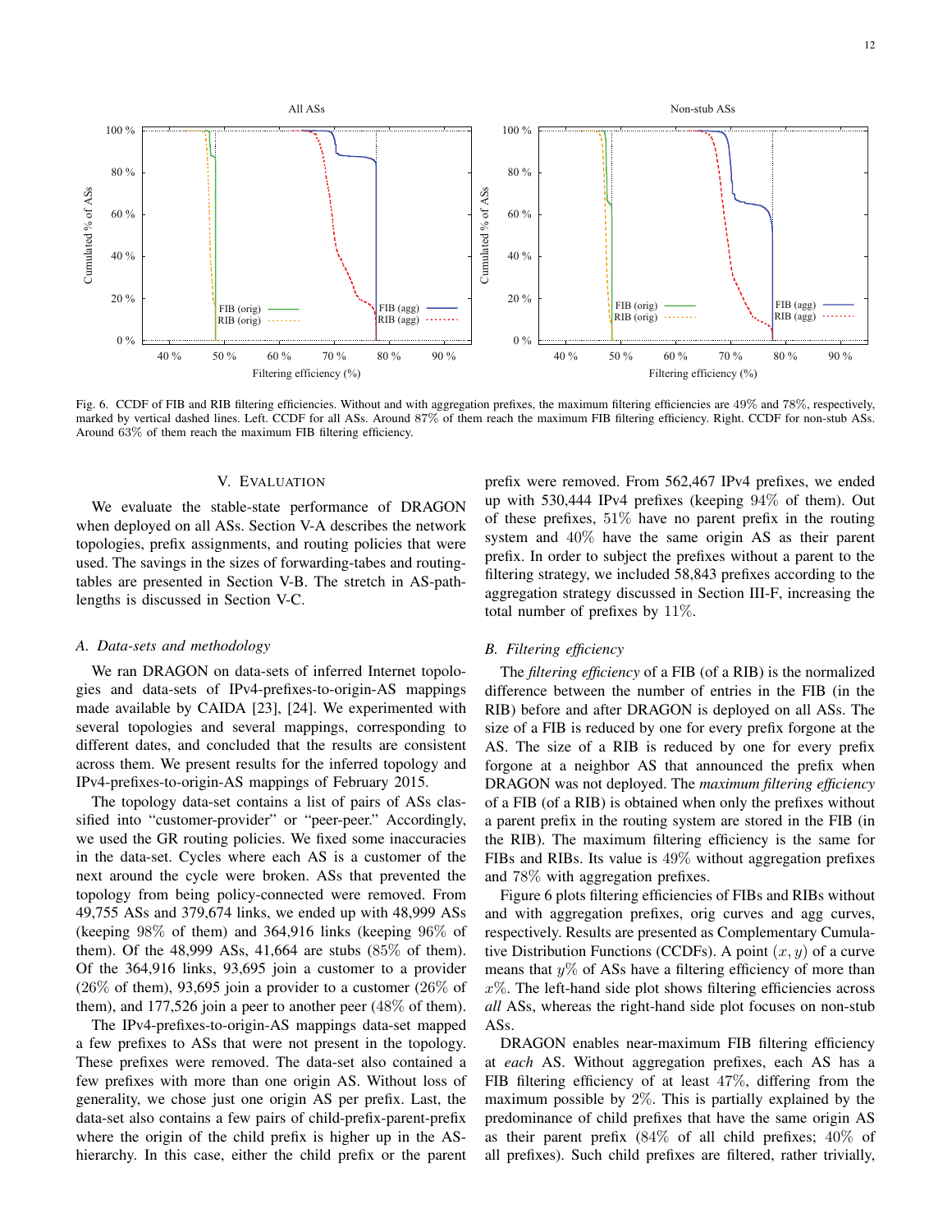Fig. 6. CCDF of FIB and RIB filtering efficiencies. Without and with aggregation prefixes, the maximum filtering efficiencies are 49% and 78%, respectively, marked by vertical dashed lines. Left. CCDF for all ASs. Around 87% of them reach the maximum FIB filtering efficiency. Right. CCDF for non-stub ASs. Around 63% of them reach the maximum FIB filtering efficiency.

## V. Evaluation

We evaluate the stable-state performance of DRAGON when deployed on all ASs. Section V-A describes the network topologies, prefix assignments, and routing policies that were used. The savings in the sizes of forwarding-tabes and routing-tables are presented in Section V-B. The stretch in AS-path-lengths is discussed in Section V-C.

### A. Data-sets and methodology

We ran DRAGON on data-sets of inferred Internet topologies and data-sets of IPv4-prefixes-to-origin-AS mappings made available by CAIDA [23], [24]. We experimented with several topologies and several mappings, corresponding to different dates, and concluded that the results are consistent across them. We present results for the inferred topology and IPv4-prefixes-to-origin-AS mappings of February 2015.

The topology data-set contains a list of pairs of ASs classified into "customer-provider" or "peer-peer." Accordingly, we used the GR routing policies. We fixed some inaccuracies in the data-set. Cycles where each AS is a customer of the next around the cycle were broken. ASs that prevented the topology from being policy-connected were removed. From 49,755 ASs and 379,674 links, we ended up with 48,999 ASs (keeping 98% of them) and 364,916 links (keeping 96% of them). Of the 48,999 ASs, 41,664 are stubs (85% of them). Of the 364,916 links, 93,695 join a customer to a provider (26% of them), 93,695 join a provider to a customer (26% of them), and 177,526 join a peer to another peer (48% of them).

The IPv4-prefixes-to-origin-AS mappings data-set mapped a few prefixes to ASs that were not present in the topology. These prefixes were removed. The data-set also contained a few prefixes with more than one origin AS. Without loss of generality, we chose just one origin AS per prefix. Last, the data-set also contains a few pairs of child-prefix-parent-prefix where the origin of the child prefix is higher up in the AS-hierarchy. In this case, either the child prefix or the parent prefix were removed. From 562,467 IPv4 prefixes, we ended up with 530,444 IPv4 prefixes (keeping 94% of them). Out of these prefixes, 51% have no parent prefix in the routing system and 40% have the same origin AS as their parent prefix. In order to subject the prefixes without a parent to the filtering strategy, we included 58,843 prefixes according to the aggregation strategy discussed in Section III-F, increasing the total number of prefixes by 11%.

### B. Filtering efficiency

The *filtering efficiency* of a FIB (of a RIB) is the normalized difference between the number of entries in the FIB (in the RIB) before and after DRAGON is deployed on all ASs. The size of a FIB is reduced by one for every prefix forgone at the AS. The size of a RIB is reduced by one for every prefix forgone at a neighbor AS that announced the prefix when DRAGON was not deployed. The *maximum filtering efficiency* of a FIB (of a RIB) is obtained when only the prefixes without a parent prefix in the routing system are stored in the FIB (in the RIB). The maximum filtering efficiency is the same for FIBs and RIBs. Its value is 49% without aggregation prefixes and 78% with aggregation prefixes.

Figure 6 plots filtering efficiencies of FIBs and RIBs without and with aggregation prefixes, orig curves and agg curves, respectively. Results are presented as Complementary Cumulative Distribution Functions (CCDFs). A point $(x, y)$ of a curve means that $y$% of ASs have a filtering efficiency of more than $x$%. The left-hand side plot shows filtering efficiencies across *all* ASs, whereas the right-hand side plot focuses on non-stub ASs.

DRAGON enables near-maximum FIB filtering efficiency at *each* AS. Without aggregation prefixes, each AS has a FIB filtering efficiency of at least 47%, differing from the maximum possible by 2%. This is partially explained by the predominance of child prefixes that have the same origin AS as their parent prefix (84% of all child prefixes; 40% of all prefixes). Such child prefixes are filtered, rather trivially,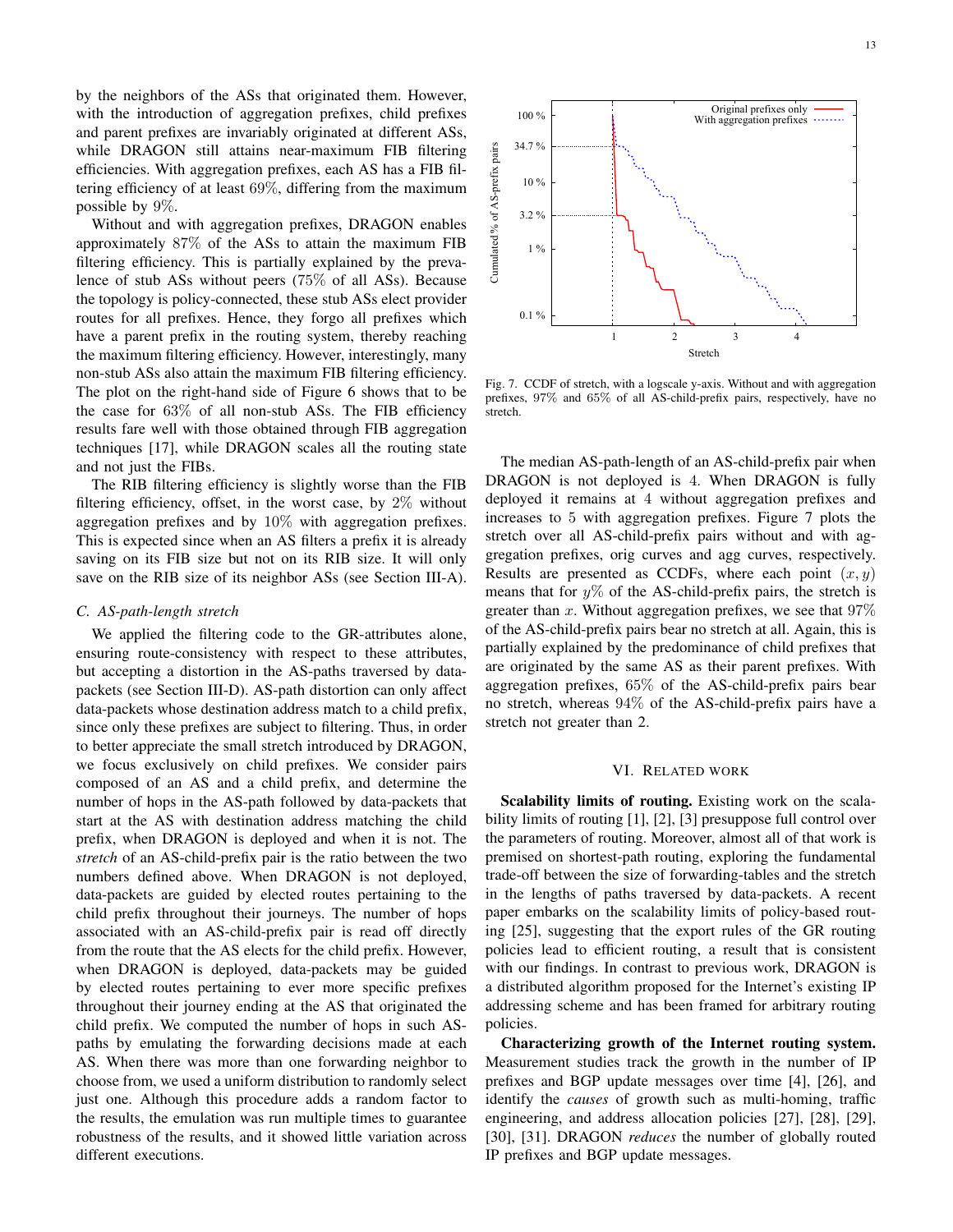by the neighbors of the ASs that originated them. However, with the introduction of aggregation prefixes, child prefixes and parent prefixes are invariably originated at different ASs, while DRAGON still attains near-maximum FIB filtering efficiencies. With aggregation prefixes, each AS has a FIB filtering efficiency of at least $69\%$, differing from the maximum possible by $9\%$.

Without and with aggregation prefixes, DRAGON enables approximately $87\%$ of the ASs to attain the maximum FIB filtering efficiency. This is partially explained by the prevalence of stub ASs without peers ($75\%$ of all ASs). Because the topology is policy-connected, these stub ASs elect provider routes for all prefixes. Hence, they forgo all prefixes which have a parent prefix in the routing system, thereby reaching the maximum filtering efficiency. However, interestingly, many non-stub ASs also attain the maximum FIB filtering efficiency. The plot on the right-hand side of Figure 6 shows that to be the case for $63\%$ of all non-stub ASs. The FIB efficiency results fare well with those obtained through FIB aggregation techniques [17], while DRAGON scales all the routing state and not just the FIBs.

The RIB filtering efficiency is slightly worse than the FIB filtering efficiency, offset, in the worst case, by $2\%$ without aggregation prefixes and by $10\%$ with aggregation prefixes. This is expected since when an AS filters a prefix it is already saving on its FIB size but not on its RIB size. It will only save on the RIB size of its neighbor ASs (see Section III-A).

### C. AS-path-length stretch

We applied the filtering code to the GR-attributes alone, ensuring route-consistency with respect to these attributes, but accepting a distortion in the AS-paths traversed by data-packets (see Section III-D). AS-path distortion can only affect data-packets whose destination address match to a child prefix, since only these prefixes are subject to filtering. Thus, in order to better appreciate the small stretch introduced by DRAGON, we focus exclusively on child prefixes. We consider pairs composed of an AS and a child prefix, and determine the number of hops in the AS-path followed by data-packets that start at the AS with destination address matching the child prefix, when DRAGON is deployed and when it is not. The *stretch* of an AS-child-prefix pair is the ratio between the two numbers defined above. When DRAGON is not deployed, data-packets are guided by elected routes pertaining to the child prefix throughout their journeys. The number of hops associated with an AS-child-prefix pair is read off directly from the route that the AS elects for the child prefix. However, when DRAGON is deployed, data-packets may be guided by elected routes pertaining to ever more specific prefixes throughout their journey ending at the AS that originated the child prefix. We computed the number of hops in such AS-paths by emulating the forwarding decisions made at each AS. When there was more than one forwarding neighbor to choose from, we used a uniform distribution to randomly select just one. Although this procedure adds a random factor to the results, the emulation was run multiple times to guarantee robustness of the results, and it showed little variation across different executions.

Fig. 7. CCDF of stretch, with a logscale y-axis. Without and with aggregation prefixes, 97% and 65% of all AS-child-prefix pairs, respectively, have no stretch.

The median AS-path-length of an AS-child-prefix pair when DRAGON is not deployed is 4. When DRAGON is fully deployed it remains at 4 without aggregation prefixes and increases to 5 with aggregation prefixes. Figure 7 plots the stretch over all AS-child-prefix pairs without and with aggregation prefixes, orig curves and agg curves, respectively. Results are presented as CCDFs, where each point $(x, y)$ means that for $y\%$ of the AS-child-prefix pairs, the stretch is greater than $x$. Without aggregation prefixes, we see that $97\%$ of the AS-child-prefix pairs bear no stretch at all. Again, this is partially explained by the predominance of child prefixes that are originated by the same AS as their parent prefixes. With aggregation prefixes, $65\%$ of the AS-child-prefix pairs bear no stretch, whereas $94\%$ of the AS-child-prefix pairs have a stretch not greater than 2.

## VI. Related work

**Scalability limits of routing.** Existing work on the scalability limits of routing [1], [2], [3] presuppose full control over the parameters of routing. Moreover, almost all of that work is premised on shortest-path routing, exploring the fundamental trade-off between the size of forwarding-tables and the stretch in the lengths of paths traversed by data-packets. A recent paper embarks on the scalability limits of policy-based routing [25], suggesting that the export rules of the GR routing policies lead to efficient routing, a result that is consistent with our findings. In contrast to previous work, DRAGON is a distributed algorithm proposed for the Internet's existing IP addressing scheme and has been framed for arbitrary routing policies.

**Characterizing growth of the Internet routing system.** Measurement studies track the growth in the number of IP prefixes and BGP update messages over time [4], [26], and identify the *causes* of growth such as multi-homing, traffic engineering, and address allocation policies [27], [28], [29], [30], [31]. DRAGON *reduces* the number of globally routed IP prefixes and BGP update messages.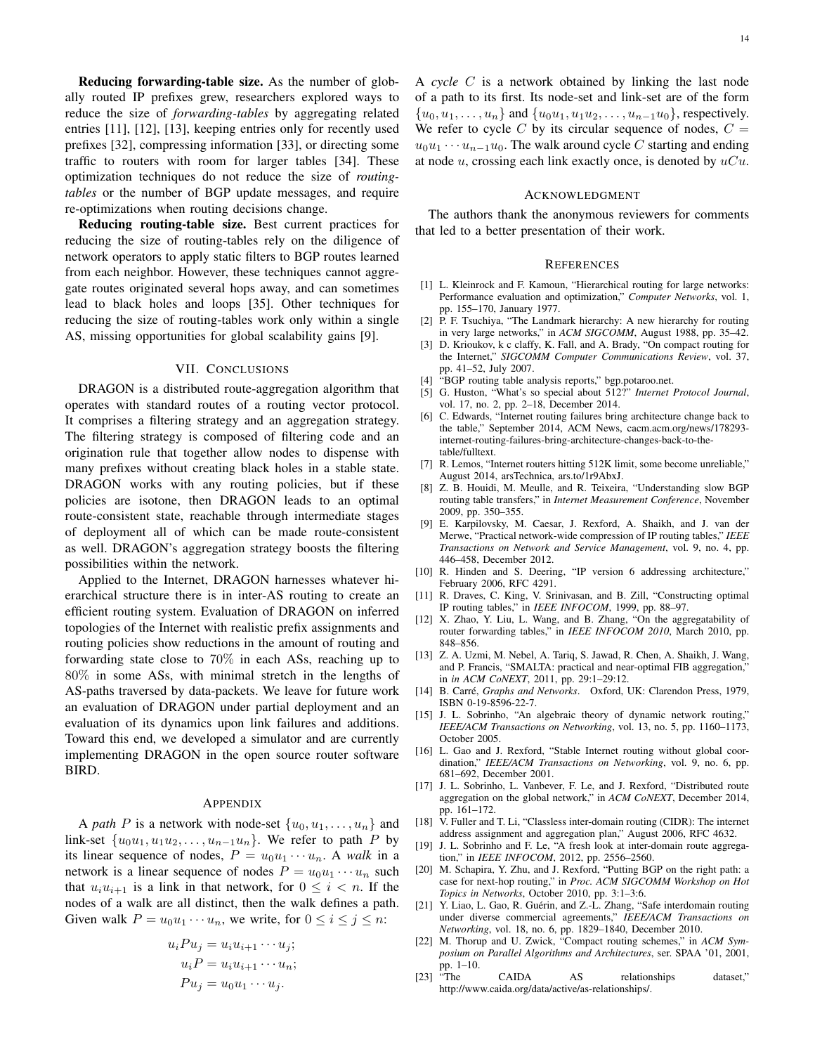**Reducing forwarding-table size.** As the number of globally routed IP prefixes grew, researchers explored ways to reduce the size of *forwarding-tables* by aggregating related entries [11], [12], [13], keeping entries only for recently used prefixes [32], compressing information [33], or directing some traffic to routers with room for larger tables [34]. These optimization techniques do not reduce the size of *routing-tables* or the number of BGP update messages, and require re-optimizations when routing decisions change.

**Reducing routing-table size.** Best current practices for reducing the size of routing-tables rely on the diligence of network operators to apply static filters to BGP routes learned from each neighbor. However, these techniques cannot aggregate routes originated several hops away, and can sometimes lead to black holes and loops [35]. Other techniques for reducing the size of routing-tables work only within a single AS, missing opportunities for global scalability gains [9].

## VII. Conclusions

DRAGON is a distributed route-aggregation algorithm that operates with standard routes of a routing vector protocol. It comprises a filtering strategy and an aggregation strategy. The filtering strategy is composed of filtering code and an origination rule that together allow nodes to dispense with many prefixes without creating black holes in a stable state. DRAGON works with any routing policies, but if these policies are isotone, then DRAGON leads to an optimal route-consistent state, reachable through intermediate stages of deployment all of which can be made route-consistent as well. DRAGON's aggregation strategy boosts the filtering possibilities within the network.

Applied to the Internet, DRAGON harnesses whatever hierarchical structure there is in inter-AS routing to create an efficient routing system. Evaluation of DRAGON on inferred topologies of the Internet with realistic prefix assignments and routing policies show reductions in the amount of routing and forwarding state close to $70\%$ in each ASs, reaching up to $80\%$ in some ASs, with minimal stretch in the lengths of AS-paths traversed by data-packets. We leave for future work an evaluation of DRAGON under partial deployment and an evaluation of its dynamics upon link failures and additions. Toward this end, we developed a simulator and are currently implementing DRAGON in the open source router software BIRD.

## Appendix

A *path* $P$ is a network with node-set $\{u_0, u_1, \ldots, u_n\}$ and link-set $\{u_0u_1, u_1u_2, \ldots, u_{n-1}u_n\}$. We refer to path $P$ by its linear sequence of nodes, $P = u_0u_1 \cdots u_n$. A *walk* in a network is a linear sequence of nodes $P = u_0u_1 \cdots u_n$ such that $u_iu_{i+1}$ is a link in that network, for $0 \leq i < n$. If the nodes of a walk are all distinct, then the walk defines a path. Given walk $P = u_0u_1 \cdots u_n$, we write, for $0 \leq i \leq j \leq n$:

$$u_iPu_j = u_iu_{i+1} \cdots u_j;$$
$$u_iP = u_iu_{i+1} \cdots u_n;$$
$$Pu_j = u_0u_1 \cdots u_j.$$

A *cycle* $C$ is a network obtained by linking the last node of a path to its first. Its node-set and link-set are of the form $\{u_0, u_1, \ldots, u_n\}$ and $\{u_0u_1, u_1u_2, \ldots, u_{n-1}u_0\}$, respectively. We refer to cycle $C$ by its circular sequence of nodes, $C = u_0u_1 \cdots u_{n-1}u_0$. The walk around cycle $C$ starting and ending at node $u$, crossing each link exactly once, is denoted by $uCu$.

## Acknowledgment

The authors thank the anonymous reviewers for comments that led to a better presentation of their work.

## References

[1] L. Kleinrock and F. Kamoun, "Hierarchical routing for large networks: Performance evaluation and optimization," *Computer Networks*, vol. 1, pp. 155–170, January 1977.

[2] P. F. Tsuchiya, "The Landmark hierarchy: A new hierarchy for routing in very large networks," in *ACM SIGCOMM*, August 1988, pp. 35–42.

[3] D. Krioukov, k c claffy, K. Fall, and A. Brady, "On compact routing for the Internet," *SIGCOMM Computer Communications Review*, vol. 37, pp. 41–52, July 2007.

[4] "BGP routing table analysis reports," bgp.potaroo.net.

[5] G. Huston, "What's so special about 512?" *Internet Protocol Journal*, vol. 17, no. 2, pp. 2–18, December 2014.

[6] C. Edwards, "Internet routing failures bring architecture change back to the table," September 2014, ACM News, cacm.acm.org/news/178293-internet-routing-failures-bring-architecture-changes-back-to-the-table/fulltext.

[7] R. Lemos, "Internet routers hitting 512K limit, some become unreliable," August 2014, arsTechnica, ars.to/1r9AbxJ.

[8] Z. B. Houidi, M. Meulle, and R. Teixeira, "Understanding slow BGP routing table transfers," in *Internet Measurement Conference*, November 2009, pp. 350–355.

[9] E. Karpilovsky, M. Caesar, J. Rexford, A. Shaikh, and J. van der Merwe, "Practical network-wide compression of IP routing tables," *IEEE Transactions on Network and Service Management*, vol. 9, no. 4, pp. 446–458, December 2012.

[10] R. Hinden and S. Deering, "IP version 6 addressing architecture," February 2006, RFC 4291.

[11] R. Draves, C. King, V. Srinivasan, and B. Zill, "Constructing optimal IP routing tables," in *IEEE INFOCOM*, 1999, pp. 88–97.

[12] X. Zhao, Y. Liu, L. Wang, and B. Zhang, "On the aggregatability of router forwarding tables," in *IEEE INFOCOM 2010*, March 2010, pp. 848–856.

[13] Z. A. Uzmi, M. Nebel, A. Tariq, S. Jawad, R. Chen, A. Shaikh, J. Wang, and P. Francis, "SMALTA: practical and near-optimal FIB aggregation," in *in ACM CoNEXT*, 2011, pp. 29:1–29:12.

[14] B. Carré, *Graphs and Networks*. Oxford, UK: Clarendon Press, 1979, ISBN 0-19-8596-22-7.

[15] J. L. Sobrinho, "An algebraic theory of dynamic network routing," *IEEE/ACM Transactions on Networking*, vol. 13, no. 5, pp. 1160–1173, October 2005.

[16] L. Gao and J. Rexford, "Stable Internet routing without global coordination," *IEEE/ACM Transactions on Networking*, vol. 9, no. 6, pp. 681–692, December 2001.

[17] J. L. Sobrinho, L. Vanbever, F. Le, and J. Rexford, "Distributed route aggregation on the global network," in *ACM CoNEXT*, December 2014, pp. 161–172.

[18] V. Fuller and T. Li, "Classless inter-domain routing (CIDR): The internet address assignment and aggregation plan," August 2006, RFC 4632.

[19] J. L. Sobrinho and F. Le, "A fresh look at inter-domain route aggregation," in *IEEE INFOCOM*, 2012, pp. 2556–2560.

[20] M. Schapira, Y. Zhu, and J. Rexford, "Putting BGP on the right path: a case for next-hop routing," in *Proc. ACM SIGCOMM Workshop on Hot Topics in Networks*, October 2010, pp. 3:1–3:6.

[21] Y. Liao, L. Gao, R. Guérin, and Z.-L. Zhang, "Safe interdomain routing under diverse commercial agreements," *IEEE/ACM Transactions on Networking*, vol. 18, no. 6, pp. 1829–1840, December 2010.

[22] M. Thorup and U. Zwick, "Compact routing schemes," in *ACM Symposium on Parallel Algorithms and Architectures*, ser. SPAA '01, 2001, pp. 1–10.

[23] "The CAIDA AS relationships dataset," http://www.caida.org/data/active/as-relationships/.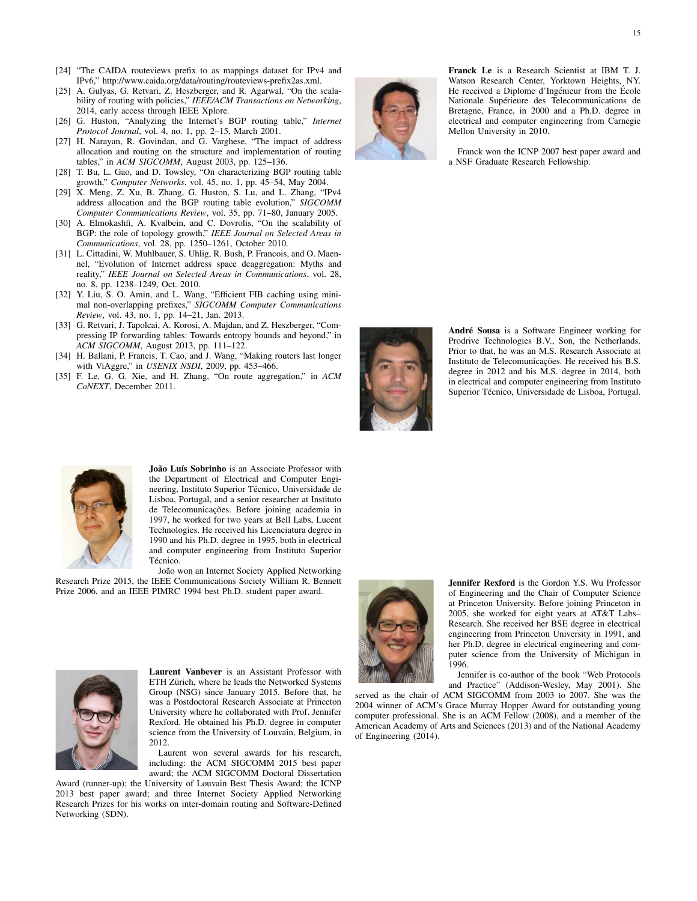[24] "The CAIDA routeviews prefix to as mappings dataset for IPv4 and IPv6," http://www.caida.org/data/routing/routeviews-prefix2as.xml.

[25] A. Gulyas, G. Retvari, Z. Heszberger, and R. Agarwal, "On the scalability of routing with policies," *IEEE/ACM Transactions on Networking*, 2014, early access through IEEE Xplore.

[26] G. Huston, "Analyzing the Internet's BGP routing table," *Internet Protocol Journal*, vol. 4, no. 1, pp. 2–15, March 2001.

[27] H. Narayan, R. Govindan, and G. Varghese, "The impact of address allocation and routing on the structure and implementation of routing tables," in *ACM SIGCOMM*, August 2003, pp. 125–136.

[28] T. Bu, L. Gao, and D. Towsley, "On characterizing BGP routing table growth," *Computer Networks*, vol. 45, no. 1, pp. 45–54, May 2004.

[29] X. Meng, Z. Xu, B. Zhang, G. Huston, S. Lu, and L. Zhang, "IPv4 address allocation and the BGP routing table evolution," *SIGCOMM Computer Communications Review*, vol. 35, pp. 71–80, January 2005.

[30] A. Elmokashfi, A. Kvalbein, and C. Dovrolis, "On the scalability of BGP: the role of topology growth," *IEEE Journal on Selected Areas in Communications*, vol. 28, pp. 1250–1261, October 2010.

[31] L. Cittadini, W. Muhlbauer, S. Uhlig, R. Bush, P. Francois, and O. Maennel, "Evolution of Internet address space deaggregation: Myths and reality," *IEEE Journal on Selected Areas in Communications*, vol. 28, no. 8, pp. 1238–1249, Oct. 2010.

[32] Y. Liu, S. O. Amin, and L. Wang, "Efficient FIB caching using minimal non-overlapping prefixes," *SIGCOMM Computer Communications Review*, vol. 43, no. 1, pp. 14–21, Jan. 2013.

[33] G. Retvari, J. Tapolcai, A. Korosi, A. Majdan, and Z. Heszberger, "Compressing IP forwarding tables: Towards entropy bounds and beyond," in *ACM SIGCOMM*, August 2013, pp. 111–122.

[34] H. Ballani, P. Francis, T. Cao, and J. Wang, "Making routers last longer with ViAggre," in *USENIX NSDI*, 2009, pp. 453–466.

[35] F. Le, G. G. Xie, and H. Zhang, "On route aggregation," in *ACM CoNEXT*, December 2011.

**João Luís Sobrinho** is an Associate Professor with the Department of Electrical and Computer Engineering, Instituto Superior Técnico, Universidade de Lisboa, Portugal, and a senior researcher at Instituto de Telecomunicações. Before joining academia in 1997, he worked for two years at Bell Labs, Lucent Technologies. He received his Licenciatura degree in 1990 and his Ph.D. degree in 1995, both in electrical and computer engineering from Instituto Superior Técnico.

João won an Internet Society Applied Networking Research Prize 2015, the IEEE Communications Society William R. Bennett Prize 2006, and an IEEE PIMRC 1994 best Ph.D. student paper award.

**Laurent Vanbever** is an Assistant Professor with ETH Zürich, where he leads the Networked Systems Group (NSG) since January 2015. Before that, he was a Postdoctoral Research Associate at Princeton University where he collaborated with Prof. Jennifer Rexford. He obtained his Ph.D. degree in computer science from the University of Louvain, Belgium, in 2012.

Laurent won several awards for his research, including: the ACM SIGCOMM 2015 best paper award; the ACM SIGCOMM Doctoral Dissertation Award (runner-up); the University of Louvain Best Thesis Award; the ICNP 2013 best paper award; and three Internet Society Applied Networking Research Prizes for his works on inter-domain routing and Software-Defined Networking (SDN).

**Franck Le** is a Research Scientist at IBM T. J. Watson Research Center, Yorktown Heights, NY. He received a Diplome d'Ingénieur from the École Nationale Supérieure des Telecommunications de Bretagne, France, in 2000 and a Ph.D. degree in electrical and computer engineering from Carnegie Mellon University in 2010.

Franck won the ICNP 2007 best paper award and a NSF Graduate Research Fellowship.

**André Sousa** is a Software Engineer working for Prodrive Technologies B.V., Son, the Netherlands. Prior to that, he was an M.S. Research Associate at Instituto de Telecomunicações. He received his B.S. degree in 2012 and his M.S. degree in 2014, both in electrical and computer engineering from Instituto Superior Técnico, Universidade de Lisboa, Portugal.

**Jennifer Rexford** is the Gordon Y.S. Wu Professor of Engineering and the Chair of Computer Science at Princeton University. Before joining Princeton in 2005, she worked for eight years at AT&T Labs–Research. She received her BSE degree in electrical engineering from Princeton University in 1991, and her Ph.D. degree in electrical engineering and computer science from the University of Michigan in 1996.

Jennifer is co-author of the book "Web Protocols and Practice" (Addison-Wesley, May 2001). She served as the chair of ACM SIGCOMM from 2003 to 2007. She was the 2004 winner of ACM's Grace Murray Hopper Award for outstanding young computer professional. She is an ACM Fellow (2008), and a member of the American Academy of Arts and Sciences (2013) and of the National Academy of Engineering (2014).